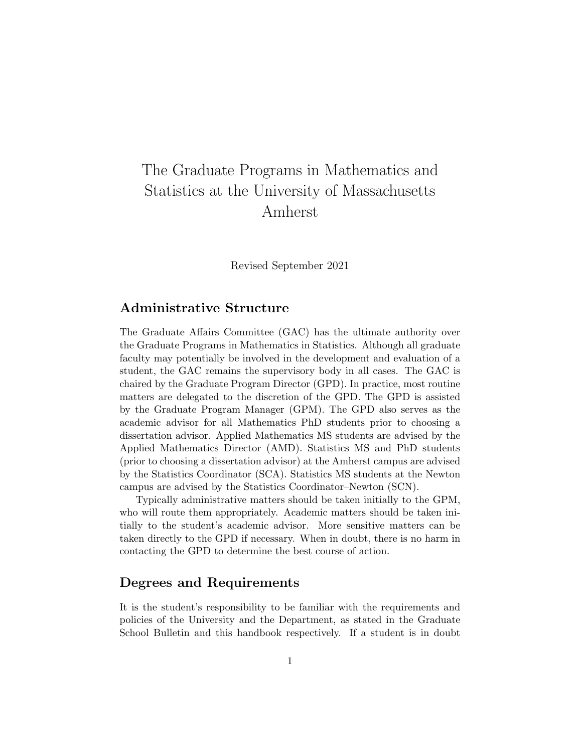# The Graduate Programs in Mathematics and Statistics at the University of Massachusetts Amherst

Revised September 2021

## Administrative Structure

The Graduate Affairs Committee (GAC) has the ultimate authority over the Graduate Programs in Mathematics in Statistics. Although all graduate faculty may potentially be involved in the development and evaluation of a student, the GAC remains the supervisory body in all cases. The GAC is chaired by the Graduate Program Director (GPD). In practice, most routine matters are delegated to the discretion of the GPD. The GPD is assisted by the Graduate Program Manager (GPM). The GPD also serves as the academic advisor for all Mathematics PhD students prior to choosing a dissertation advisor. Applied Mathematics MS students are advised by the Applied Mathematics Director (AMD). Statistics MS and PhD students (prior to choosing a dissertation advisor) at the Amherst campus are advised by the Statistics Coordinator (SCA). Statistics MS students at the Newton campus are advised by the Statistics Coordinator–Newton (SCN).

Typically administrative matters should be taken initially to the GPM, who will route them appropriately. Academic matters should be taken initially to the student's academic advisor. More sensitive matters can be taken directly to the GPD if necessary. When in doubt, there is no harm in contacting the GPD to determine the best course of action.

## Degrees and Requirements

It is the student's responsibility to be familiar with the requirements and policies of the University and the Department, as stated in the Graduate School Bulletin and this handbook respectively. If a student is in doubt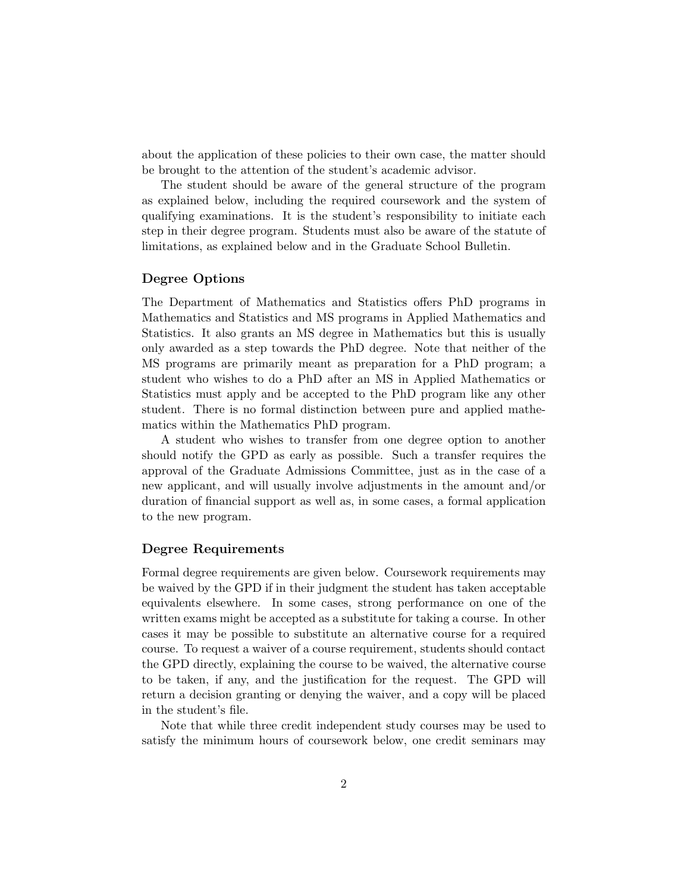about the application of these policies to their own case, the matter should be brought to the attention of the student's academic advisor.

The student should be aware of the general structure of the program as explained below, including the required coursework and the system of qualifying examinations. It is the student's responsibility to initiate each step in their degree program. Students must also be aware of the statute of limitations, as explained below and in the Graduate School Bulletin.

### Degree Options

The Department of Mathematics and Statistics offers PhD programs in Mathematics and Statistics and MS programs in Applied Mathematics and Statistics. It also grants an MS degree in Mathematics but this is usually only awarded as a step towards the PhD degree. Note that neither of the MS programs are primarily meant as preparation for a PhD program; a student who wishes to do a PhD after an MS in Applied Mathematics or Statistics must apply and be accepted to the PhD program like any other student. There is no formal distinction between pure and applied mathematics within the Mathematics PhD program.

A student who wishes to transfer from one degree option to another should notify the GPD as early as possible. Such a transfer requires the approval of the Graduate Admissions Committee, just as in the case of a new applicant, and will usually involve adjustments in the amount and/or duration of financial support as well as, in some cases, a formal application to the new program.

### Degree Requirements

Formal degree requirements are given below. Coursework requirements may be waived by the GPD if in their judgment the student has taken acceptable equivalents elsewhere. In some cases, strong performance on one of the written exams might be accepted as a substitute for taking a course. In other cases it may be possible to substitute an alternative course for a required course. To request a waiver of a course requirement, students should contact the GPD directly, explaining the course to be waived, the alternative course to be taken, if any, and the justification for the request. The GPD will return a decision granting or denying the waiver, and a copy will be placed in the student's file.

Note that while three credit independent study courses may be used to satisfy the minimum hours of coursework below, one credit seminars may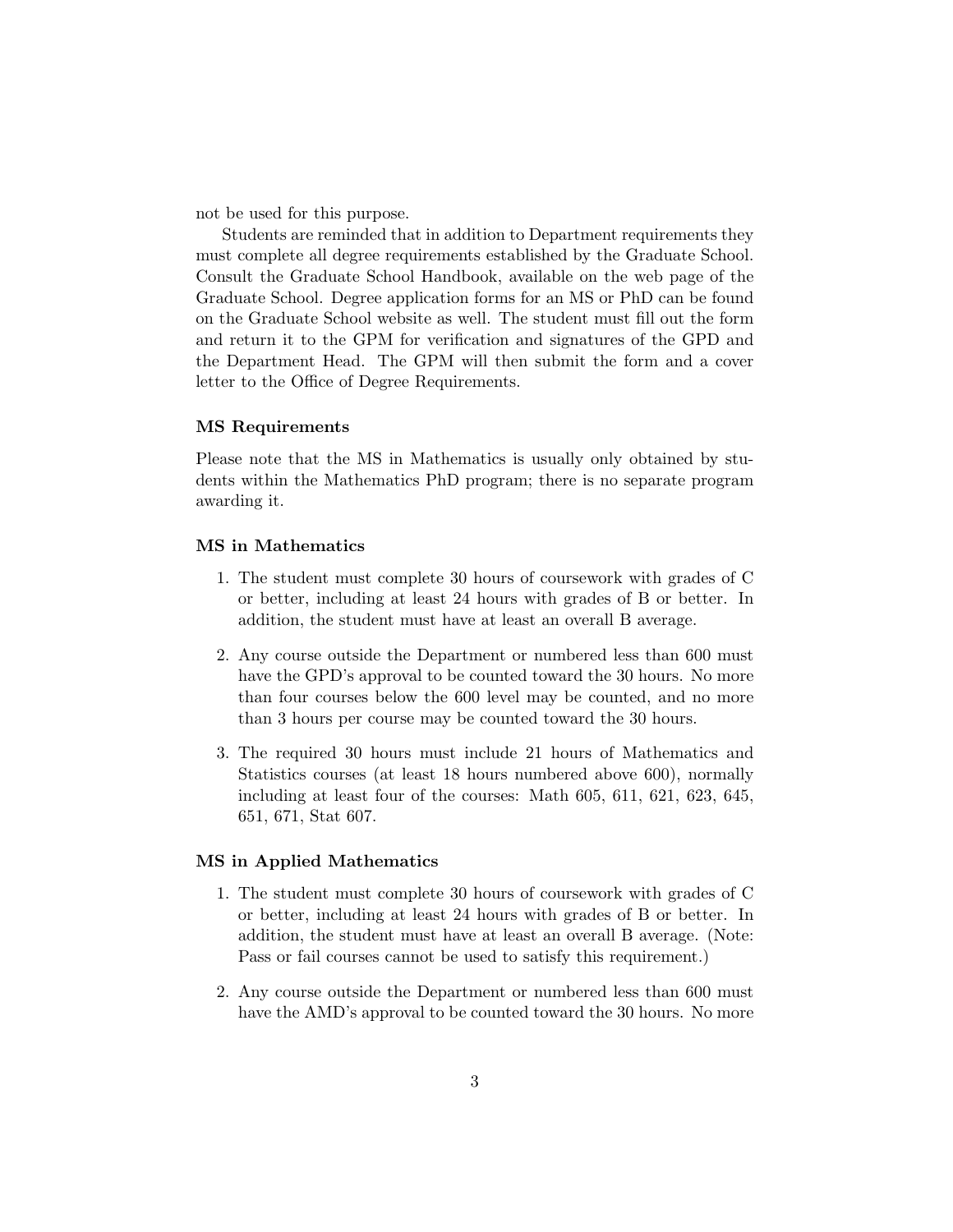not be used for this purpose.

Students are reminded that in addition to Department requirements they must complete all degree requirements established by the Graduate School. Consult the Graduate School Handbook, available on the web page of the Graduate School. Degree application forms for an MS or PhD can be found on the Graduate School website as well. The student must fill out the form and return it to the GPM for verification and signatures of the GPD and the Department Head. The GPM will then submit the form and a cover letter to the Office of Degree Requirements.

### MS Requirements

Please note that the MS in Mathematics is usually only obtained by students within the Mathematics PhD program; there is no separate program awarding it.

### MS in Mathematics

1. The student must complete 30 hours of coursework with grades of C or better, including at least 24 hours with grades of B or better. In addition, the student must have at least an overall B average.
2. Any course outside the Department or numbered less than 600 must have the GPD's approval to be counted toward the 30 hours. No more than four courses below the 600 level may be counted, and no more than 3 hours per course may be counted toward the 30 hours.
3. The required 30 hours must include 21 hours of Mathematics and Statistics courses (at least 18 hours numbered above 600), normally including at least four of the courses: Math 605, 611, 621, 623, 645, 651, 671, Stat 607.

### MS in Applied Mathematics

1. The student must complete 30 hours of coursework with grades of C or better, including at least 24 hours with grades of B or better. In addition, the student must have at least an overall B average. (Note: Pass or fail courses cannot be used to satisfy this requirement.)
2. Any course outside the Department or numbered less than 600 must have the AMD's approval to be counted toward the 30 hours. No more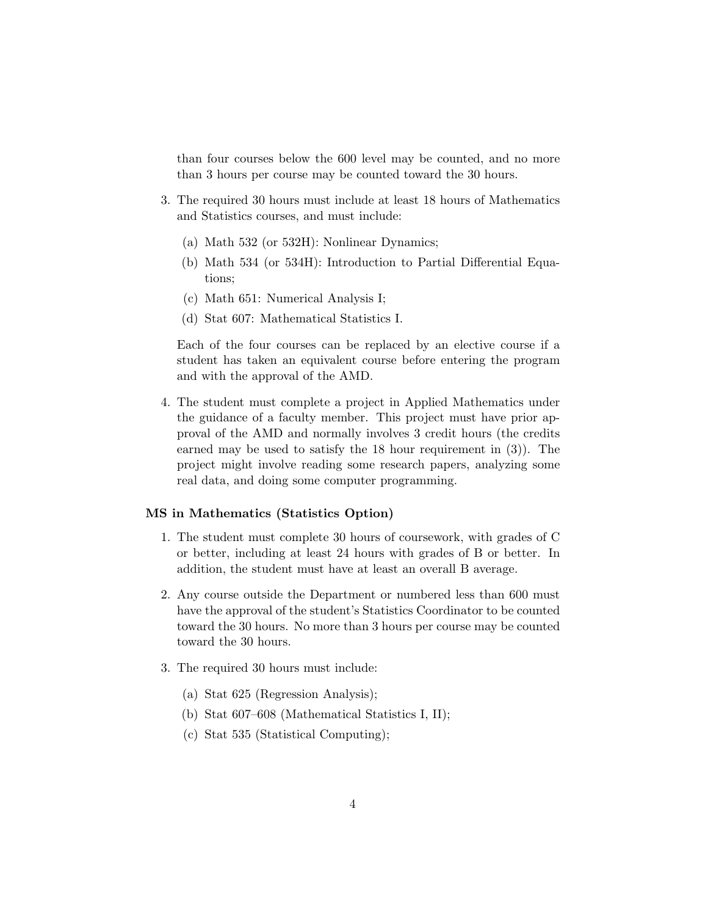than four courses below the 600 level may be counted, and no more than 3 hours per course may be counted toward the 30 hours.

3. The required 30 hours must include at least 18 hours of Mathematics and Statistics courses, and must include:

   (a) Math 532 (or 532H): Nonlinear Dynamics;

   (b) Math 534 (or 534H): Introduction to Partial Differential Equations;

   (c) Math 651: Numerical Analysis I;

   (d) Stat 607: Mathematical Statistics I.

   Each of the four courses can be replaced by an elective course if a student has taken an equivalent course before entering the program and with the approval of the AMD.

4. The student must complete a project in Applied Mathematics under the guidance of a faculty member. This project must have prior approval of the AMD and normally involves 3 credit hours (the credits earned may be used to satisfy the 18 hour requirement in (3)). The project might involve reading some research papers, analyzing some real data, and doing some computer programming.

### MS in Mathematics (Statistics Option)

1. The student must complete 30 hours of coursework, with grades of C or better, including at least 24 hours with grades of B or better. In addition, the student must have at least an overall B average.

2. Any course outside the Department or numbered less than 600 must have the approval of the student's Statistics Coordinator to be counted toward the 30 hours. No more than 3 hours per course may be counted toward the 30 hours.

3. The required 30 hours must include:

   (a) Stat 625 (Regression Analysis);

   (b) Stat 607–608 (Mathematical Statistics I, II);

   (c) Stat 535 (Statistical Computing);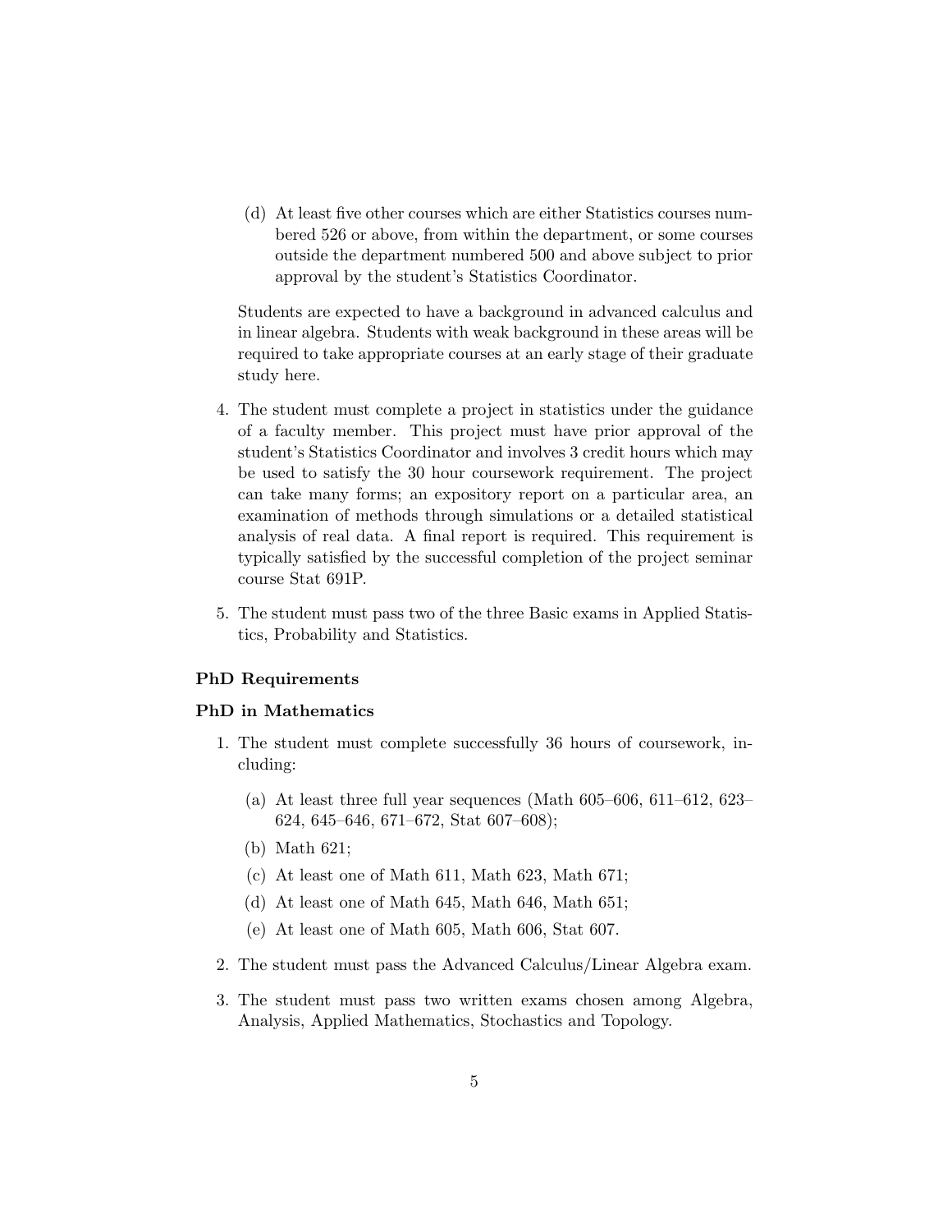(d) At least five other courses which are either Statistics courses numbered 526 or above, from within the department, or some courses outside the department numbered 500 and above subject to prior approval by the student's Statistics Coordinator.

Students are expected to have a background in advanced calculus and in linear algebra. Students with weak background in these areas will be required to take appropriate courses at an early stage of their graduate study here.

4. The student must complete a project in statistics under the guidance of a faculty member. This project must have prior approval of the student's Statistics Coordinator and involves 3 credit hours which may be used to satisfy the 30 hour coursework requirement. The project can take many forms; an expository report on a particular area, an examination of methods through simulations or a detailed statistical analysis of real data. A final report is required. This requirement is typically satisfied by the successful completion of the project seminar course Stat 691P.

5. The student must pass two of the three Basic exams in Applied Statistics, Probability and Statistics.

**PhD Requirements**

**PhD in Mathematics**

1. The student must complete successfully 36 hours of coursework, including:
   (a) At least three full year sequences (Math 605–606, 611–612, 623–624, 645–646, 671–672, Stat 607–608);
   (b) Math 621;
   (c) At least one of Math 611, Math 623, Math 671;
   (d) At least one of Math 645, Math 646, Math 651;
   (e) At least one of Math 605, Math 606, Stat 607.
2. The student must pass the Advanced Calculus/Linear Algebra exam.
3. The student must pass two written exams chosen among Algebra, Analysis, Applied Mathematics, Stochastics and Topology.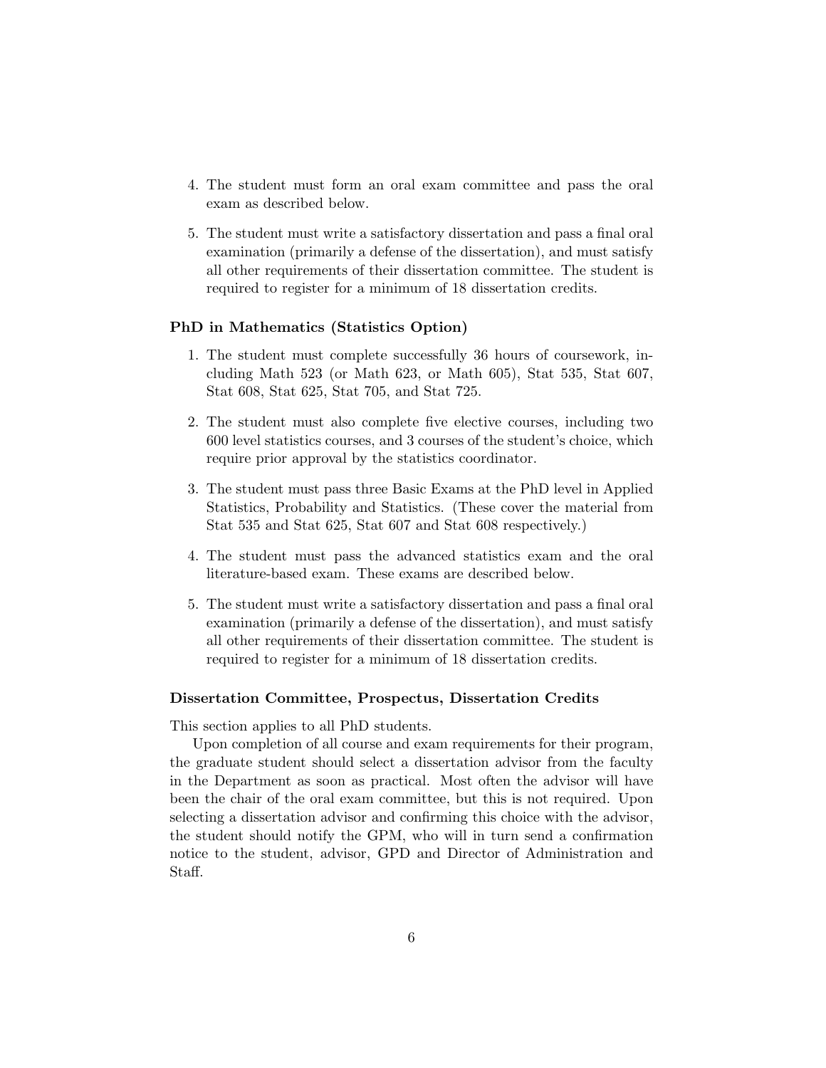4. The student must form an oral exam committee and pass the oral exam as described below.

5. The student must write a satisfactory dissertation and pass a final oral examination (primarily a defense of the dissertation), and must satisfy all other requirements of their dissertation committee. The student is required to register for a minimum of 18 dissertation credits.

### PhD in Mathematics (Statistics Option)

1. The student must complete successfully 36 hours of coursework, including Math 523 (or Math 623, or Math 605), Stat 535, Stat 607, Stat 608, Stat 625, Stat 705, and Stat 725.

2. The student must also complete five elective courses, including two 600 level statistics courses, and 3 courses of the student's choice, which require prior approval by the statistics coordinator.

3. The student must pass three Basic Exams at the PhD level in Applied Statistics, Probability and Statistics. (These cover the material from Stat 535 and Stat 625, Stat 607 and Stat 608 respectively.)

4. The student must pass the advanced statistics exam and the oral literature-based exam. These exams are described below.

5. The student must write a satisfactory dissertation and pass a final oral examination (primarily a defense of the dissertation), and must satisfy all other requirements of their dissertation committee. The student is required to register for a minimum of 18 dissertation credits.

### Dissertation Committee, Prospectus, Dissertation Credits

This section applies to all PhD students.

Upon completion of all course and exam requirements for their program, the graduate student should select a dissertation advisor from the faculty in the Department as soon as practical. Most often the advisor will have been the chair of the oral exam committee, but this is not required. Upon selecting a dissertation advisor and confirming this choice with the advisor, the student should notify the GPM, who will in turn send a confirmation notice to the student, advisor, GPD and Director of Administration and Staff.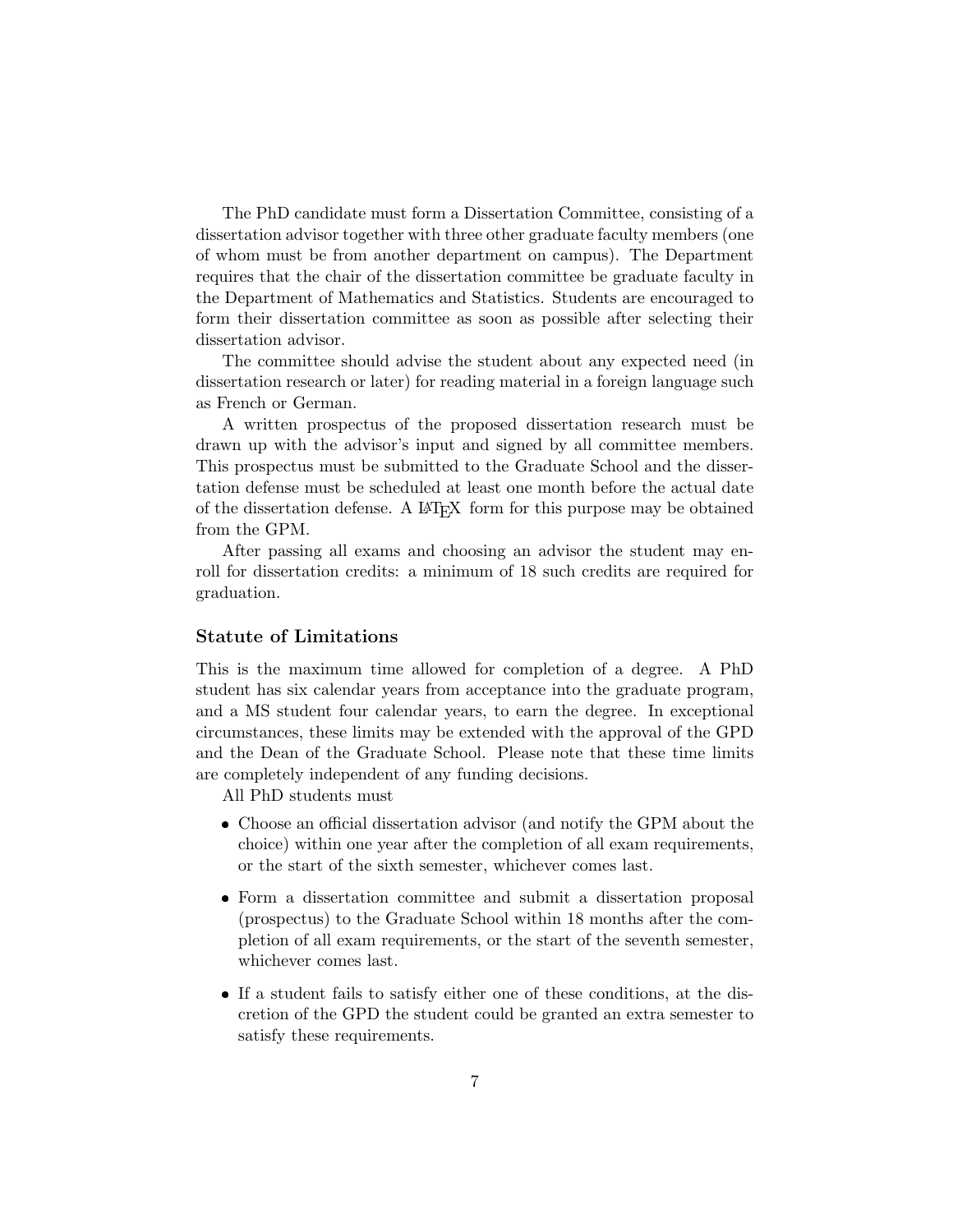The PhD candidate must form a Dissertation Committee, consisting of a dissertation advisor together with three other graduate faculty members (one of whom must be from another department on campus). The Department requires that the chair of the dissertation committee be graduate faculty in the Department of Mathematics and Statistics. Students are encouraged to form their dissertation committee as soon as possible after selecting their dissertation advisor.

The committee should advise the student about any expected need (in dissertation research or later) for reading material in a foreign language such as French or German.

A written prospectus of the proposed dissertation research must be drawn up with the advisor's input and signed by all committee members. This prospectus must be submitted to the Graduate School and the dissertation defense must be scheduled at least one month before the actual date of the dissertation defense. A LaTeX form for this purpose may be obtained from the GPM.

After passing all exams and choosing an advisor the student may enroll for dissertation credits: a minimum of 18 such credits are required for graduation.

### Statute of Limitations

This is the maximum time allowed for completion of a degree. A PhD student has six calendar years from acceptance into the graduate program, and a MS student four calendar years, to earn the degree. In exceptional circumstances, these limits may be extended with the approval of the GPD and the Dean of the Graduate School. Please note that these time limits are completely independent of any funding decisions.

All PhD students must

- Choose an official dissertation advisor (and notify the GPM about the choice) within one year after the completion of all exam requirements, or the start of the sixth semester, whichever comes last.
- Form a dissertation committee and submit a dissertation proposal (prospectus) to the Graduate School within 18 months after the completion of all exam requirements, or the start of the seventh semester, whichever comes last.
- If a student fails to satisfy either one of these conditions, at the discretion of the GPD the student could be granted an extra semester to satisfy these requirements.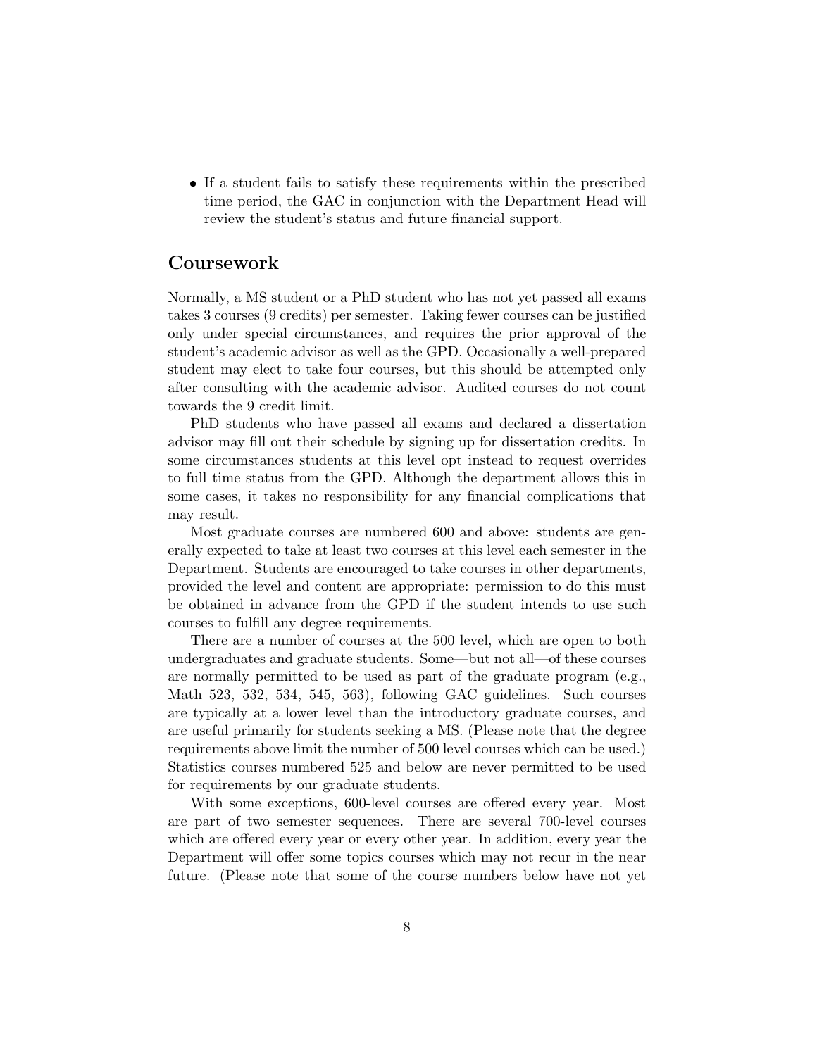- If a student fails to satisfy these requirements within the prescribed time period, the GAC in conjunction with the Department Head will review the student's status and future financial support.

## Coursework

Normally, a MS student or a PhD student who has not yet passed all exams takes 3 courses (9 credits) per semester. Taking fewer courses can be justified only under special circumstances, and requires the prior approval of the student's academic advisor as well as the GPD. Occasionally a well-prepared student may elect to take four courses, but this should be attempted only after consulting with the academic advisor. Audited courses do not count towards the 9 credit limit.

PhD students who have passed all exams and declared a dissertation advisor may fill out their schedule by signing up for dissertation credits. In some circumstances students at this level opt instead to request overrides to full time status from the GPD. Although the department allows this in some cases, it takes no responsibility for any financial complications that may result.

Most graduate courses are numbered 600 and above: students are generally expected to take at least two courses at this level each semester in the Department. Students are encouraged to take courses in other departments, provided the level and content are appropriate: permission to do this must be obtained in advance from the GPD if the student intends to use such courses to fulfill any degree requirements.

There are a number of courses at the 500 level, which are open to both undergraduates and graduate students. Some—but not all—of these courses are normally permitted to be used as part of the graduate program (e.g., Math 523, 532, 534, 545, 563), following GAC guidelines. Such courses are typically at a lower level than the introductory graduate courses, and are useful primarily for students seeking a MS. (Please note that the degree requirements above limit the number of 500 level courses which can be used.) Statistics courses numbered 525 and below are never permitted to be used for requirements by our graduate students.

With some exceptions, 600-level courses are offered every year. Most are part of two semester sequences. There are several 700-level courses which are offered every year or every other year. In addition, every year the Department will offer some topics courses which may not recur in the near future. (Please note that some of the course numbers below have not yet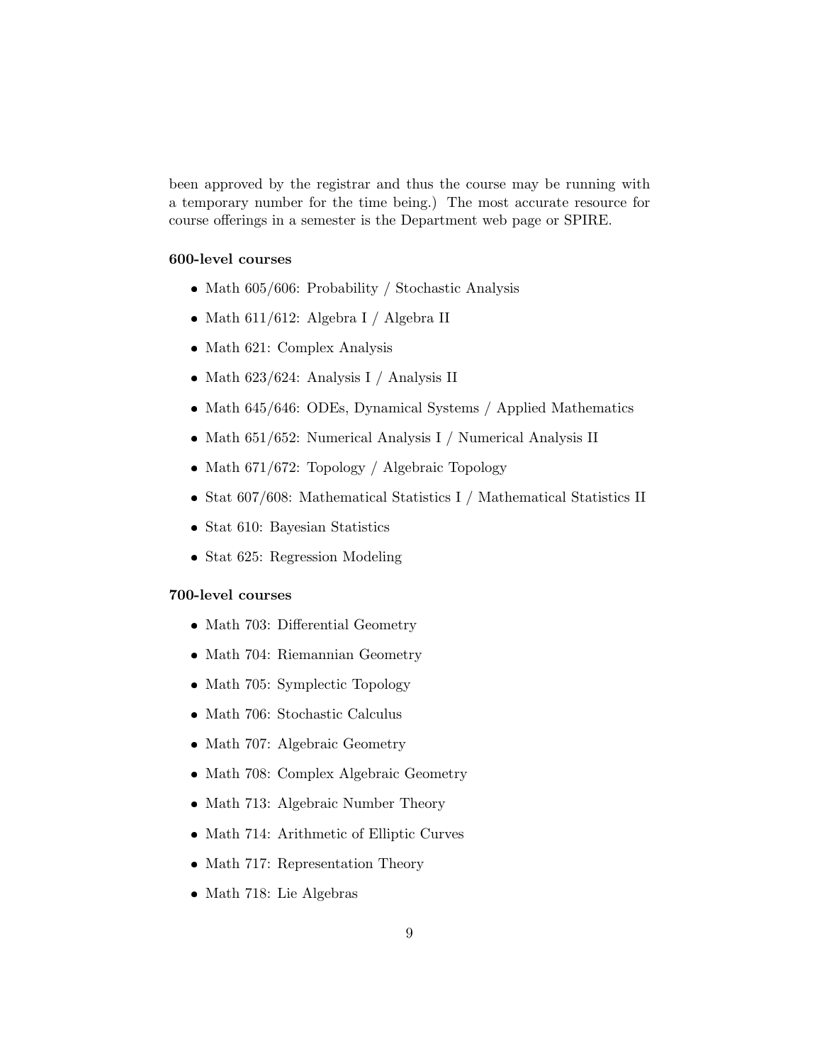been approved by the registrar and thus the course may be running with a temporary number for the time being.) The most accurate resource for course offerings in a semester is the Department web page or SPIRE.

**600-level courses**

- Math 605/606: Probability / Stochastic Analysis
- Math 611/612: Algebra I / Algebra II
- Math 621: Complex Analysis
- Math 623/624: Analysis I / Analysis II
- Math 645/646: ODEs, Dynamical Systems / Applied Mathematics
- Math 651/652: Numerical Analysis I / Numerical Analysis II
- Math 671/672: Topology / Algebraic Topology
- Stat 607/608: Mathematical Statistics I / Mathematical Statistics II
- Stat 610: Bayesian Statistics
- Stat 625: Regression Modeling

**700-level courses**

- Math 703: Differential Geometry
- Math 704: Riemannian Geometry
- Math 705: Symplectic Topology
- Math 706: Stochastic Calculus
- Math 707: Algebraic Geometry
- Math 708: Complex Algebraic Geometry
- Math 713: Algebraic Number Theory
- Math 714: Arithmetic of Elliptic Curves
- Math 717: Representation Theory
- Math 718: Lie Algebras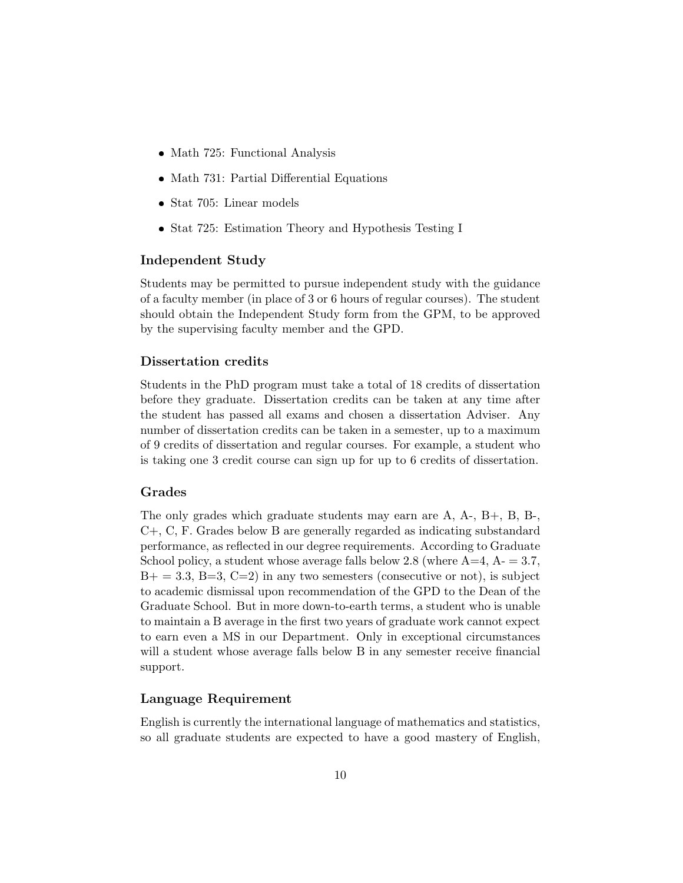- Math 725: Functional Analysis
- Math 731: Partial Differential Equations
- Stat 705: Linear models
- Stat 725: Estimation Theory and Hypothesis Testing I

### Independent Study

Students may be permitted to pursue independent study with the guidance of a faculty member (in place of 3 or 6 hours of regular courses). The student should obtain the Independent Study form from the GPM, to be approved by the supervising faculty member and the GPD.

### Dissertation credits

Students in the PhD program must take a total of 18 credits of dissertation before they graduate. Dissertation credits can be taken at any time after the student has passed all exams and chosen a dissertation Adviser. Any number of dissertation credits can be taken in a semester, up to a maximum of 9 credits of dissertation and regular courses. For example, a student who is taking one 3 credit course can sign up for up to 6 credits of dissertation.

### Grades

The only grades which graduate students may earn are A, A-, B+, B, B-, C+, C, F. Grades below B are generally regarded as indicating substandard performance, as reflected in our degree requirements. According to Graduate School policy, a student whose average falls below 2.8 (where A=4, A- = 3.7, B+ = 3.3, B=3, C=2) in any two semesters (consecutive or not), is subject to academic dismissal upon recommendation of the GPD to the Dean of the Graduate School. But in more down-to-earth terms, a student who is unable to maintain a B average in the first two years of graduate work cannot expect to earn even a MS in our Department. Only in exceptional circumstances will a student whose average falls below B in any semester receive financial support.

### Language Requirement

English is currently the international language of mathematics and statistics, so all graduate students are expected to have a good mastery of English,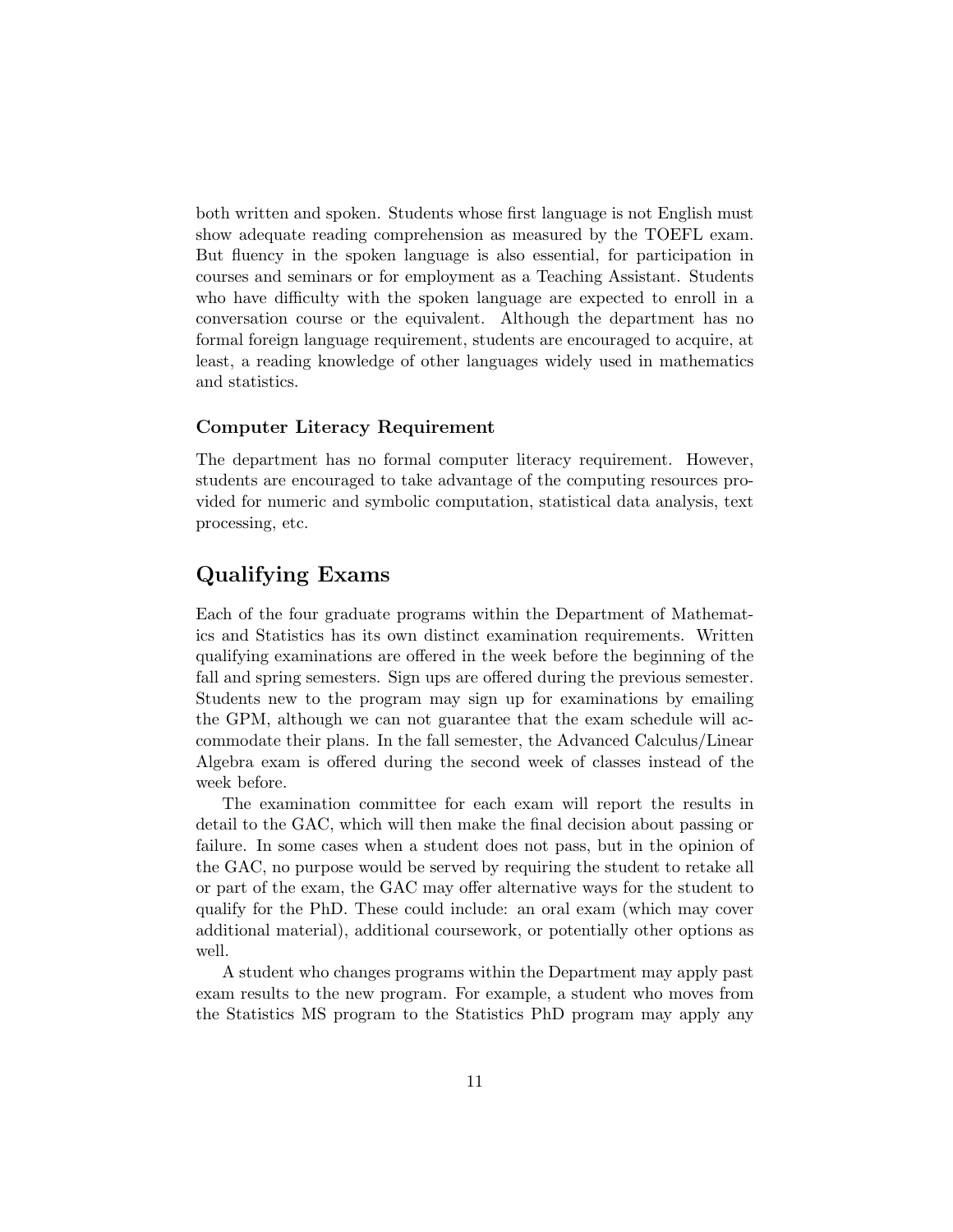both written and spoken. Students whose first language is not English must show adequate reading comprehension as measured by the TOEFL exam. But fluency in the spoken language is also essential, for participation in courses and seminars or for employment as a Teaching Assistant. Students who have difficulty with the spoken language are expected to enroll in a conversation course or the equivalent. Although the department has no formal foreign language requirement, students are encouraged to acquire, at least, a reading knowledge of other languages widely used in mathematics and statistics.

### Computer Literacy Requirement

The department has no formal computer literacy requirement. However, students are encouraged to take advantage of the computing resources provided for numeric and symbolic computation, statistical data analysis, text processing, etc.

## Qualifying Exams

Each of the four graduate programs within the Department of Mathematics and Statistics has its own distinct examination requirements. Written qualifying examinations are offered in the week before the beginning of the fall and spring semesters. Sign ups are offered during the previous semester. Students new to the program may sign up for examinations by emailing the GPM, although we can not guarantee that the exam schedule will accommodate their plans. In the fall semester, the Advanced Calculus/Linear Algebra exam is offered during the second week of classes instead of the week before.

The examination committee for each exam will report the results in detail to the GAC, which will then make the final decision about passing or failure. In some cases when a student does not pass, but in the opinion of the GAC, no purpose would be served by requiring the student to retake all or part of the exam, the GAC may offer alternative ways for the student to qualify for the PhD. These could include: an oral exam (which may cover additional material), additional coursework, or potentially other options as well.

A student who changes programs within the Department may apply past exam results to the new program. For example, a student who moves from the Statistics MS program to the Statistics PhD program may apply any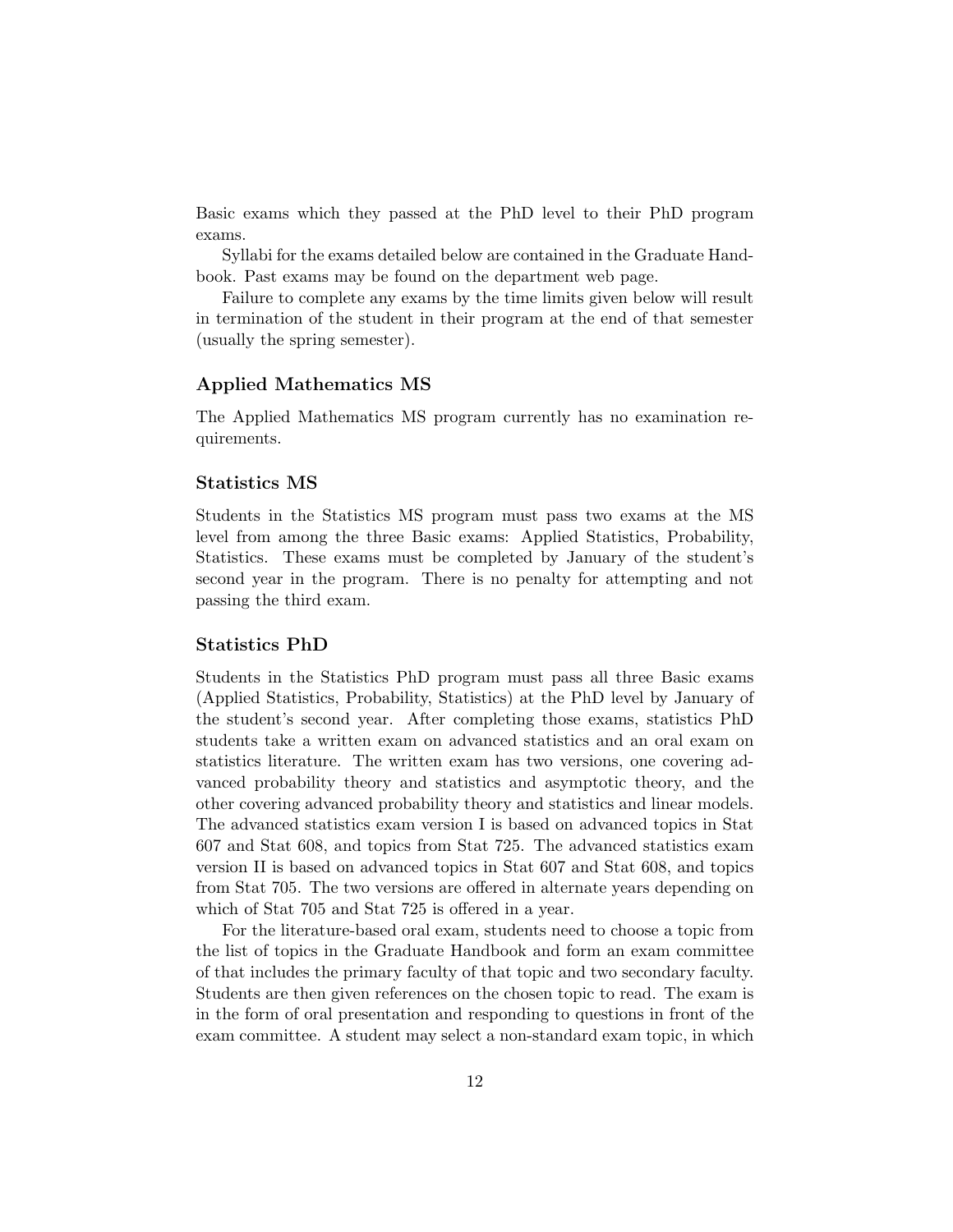Basic exams which they passed at the PhD level to their PhD program exams.

Syllabi for the exams detailed below are contained in the Graduate Handbook. Past exams may be found on the department web page.

Failure to complete any exams by the time limits given below will result in termination of the student in their program at the end of that semester (usually the spring semester).

### Applied Mathematics MS

The Applied Mathematics MS program currently has no examination requirements.

### Statistics MS

Students in the Statistics MS program must pass two exams at the MS level from among the three Basic exams: Applied Statistics, Probability, Statistics. These exams must be completed by January of the student's second year in the program. There is no penalty for attempting and not passing the third exam.

### Statistics PhD

Students in the Statistics PhD program must pass all three Basic exams (Applied Statistics, Probability, Statistics) at the PhD level by January of the student's second year. After completing those exams, statistics PhD students take a written exam on advanced statistics and an oral exam on statistics literature. The written exam has two versions, one covering advanced probability theory and statistics and asymptotic theory, and the other covering advanced probability theory and statistics and linear models. The advanced statistics exam version I is based on advanced topics in Stat 607 and Stat 608, and topics from Stat 725. The advanced statistics exam version II is based on advanced topics in Stat 607 and Stat 608, and topics from Stat 705. The two versions are offered in alternate years depending on which of Stat 705 and Stat 725 is offered in a year.

For the literature-based oral exam, students need to choose a topic from the list of topics in the Graduate Handbook and form an exam committee of that includes the primary faculty of that topic and two secondary faculty. Students are then given references on the chosen topic to read. The exam is in the form of oral presentation and responding to questions in front of the exam committee. A student may select a non-standard exam topic, in which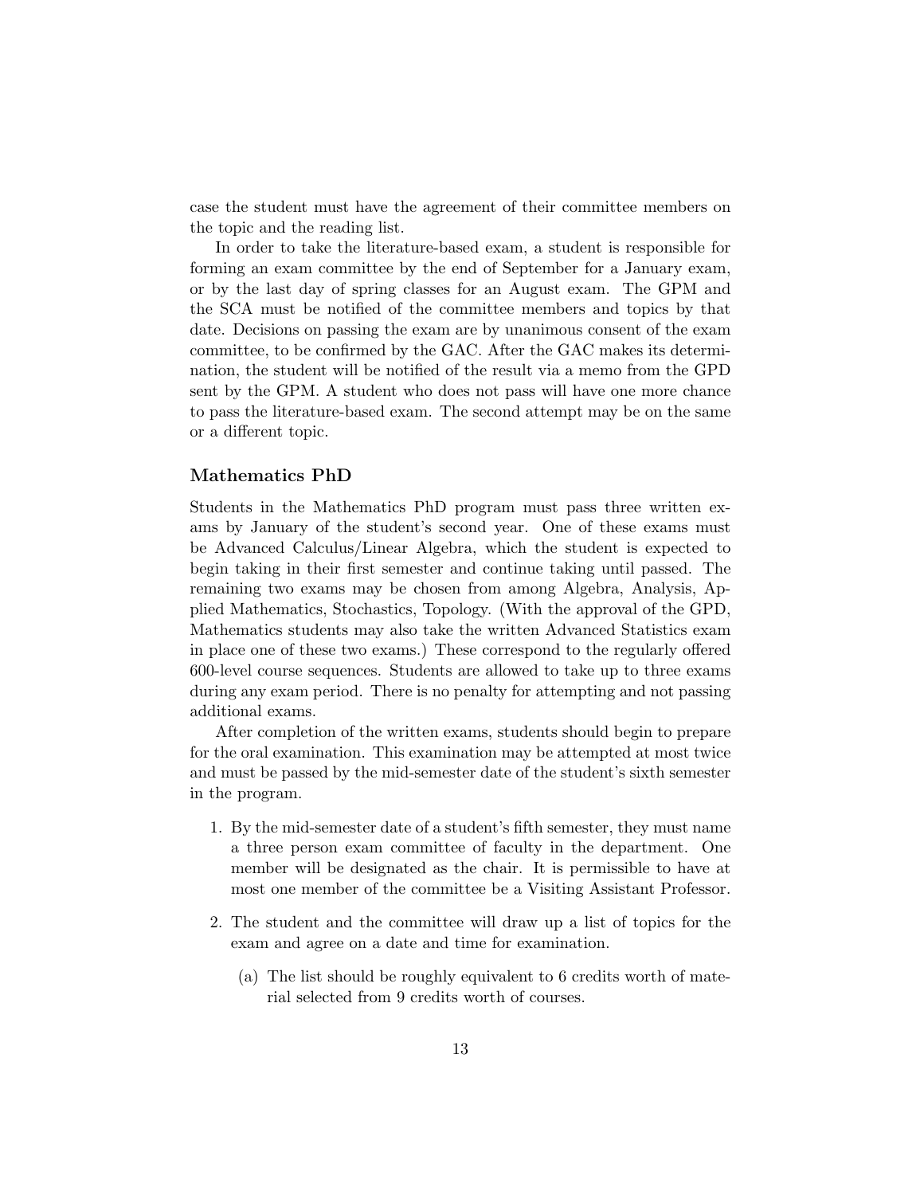case the student must have the agreement of their committee members on the topic and the reading list.

In order to take the literature-based exam, a student is responsible for forming an exam committee by the end of September for a January exam, or by the last day of spring classes for an August exam. The GPM and the SCA must be notified of the committee members and topics by that date. Decisions on passing the exam are by unanimous consent of the exam committee, to be confirmed by the GAC. After the GAC makes its determination, the student will be notified of the result via a memo from the GPD sent by the GPM. A student who does not pass will have one more chance to pass the literature-based exam. The second attempt may be on the same or a different topic.

### Mathematics PhD

Students in the Mathematics PhD program must pass three written exams by January of the student's second year. One of these exams must be Advanced Calculus/Linear Algebra, which the student is expected to begin taking in their first semester and continue taking until passed. The remaining two exams may be chosen from among Algebra, Analysis, Applied Mathematics, Stochastics, Topology. (With the approval of the GPD, Mathematics students may also take the written Advanced Statistics exam in place one of these two exams.) These correspond to the regularly offered 600-level course sequences. Students are allowed to take up to three exams during any exam period. There is no penalty for attempting and not passing additional exams.

After completion of the written exams, students should begin to prepare for the oral examination. This examination may be attempted at most twice and must be passed by the mid-semester date of the student's sixth semester in the program.

1. By the mid-semester date of a student's fifth semester, they must name a three person exam committee of faculty in the department. One member will be designated as the chair. It is permissible to have at most one member of the committee be a Visiting Assistant Professor.

2. The student and the committee will draw up a list of topics for the exam and agree on a date and time for examination.

   (a) The list should be roughly equivalent to 6 credits worth of material selected from 9 credits worth of courses.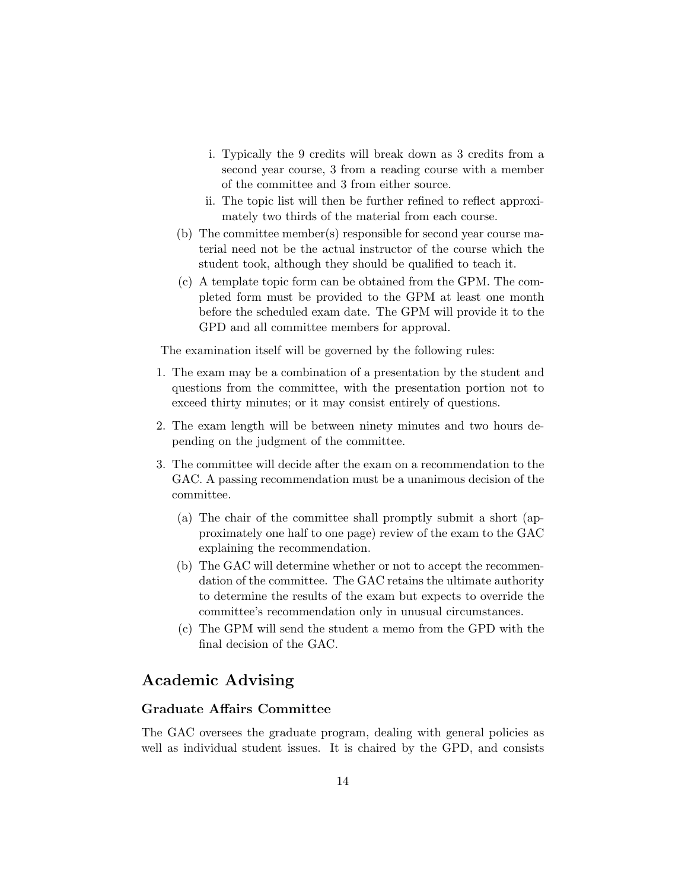i. Typically the 9 credits will break down as 3 credits from a second year course, 3 from a reading course with a member of the committee and 3 from either source.
   ii. The topic list will then be further refined to reflect approximately two thirds of the material from each course.

(b) The committee member(s) responsible for second year course material need not be the actual instructor of the course which the student took, although they should be qualified to teach it.

(c) A template topic form can be obtained from the GPM. The completed form must be provided to the GPM at least one month before the scheduled exam date. The GPM will provide it to the GPD and all committee members for approval.

The examination itself will be governed by the following rules:

1. The exam may be a combination of a presentation by the student and questions from the committee, with the presentation portion not to exceed thirty minutes; or it may consist entirely of questions.

2. The exam length will be between ninety minutes and two hours depending on the judgment of the committee.

3. The committee will decide after the exam on a recommendation to the GAC. A passing recommendation must be a unanimous decision of the committee.

   (a) The chair of the committee shall promptly submit a short (approximately one half to one page) review of the exam to the GAC explaining the recommendation.

   (b) The GAC will determine whether or not to accept the recommendation of the committee. The GAC retains the ultimate authority to determine the results of the exam but expects to override the committee's recommendation only in unusual circumstances.

   (c) The GPM will send the student a memo from the GPD with the final decision of the GAC.

## Academic Advising

### Graduate Affairs Committee

The GAC oversees the graduate program, dealing with general policies as well as individual student issues. It is chaired by the GPD, and consists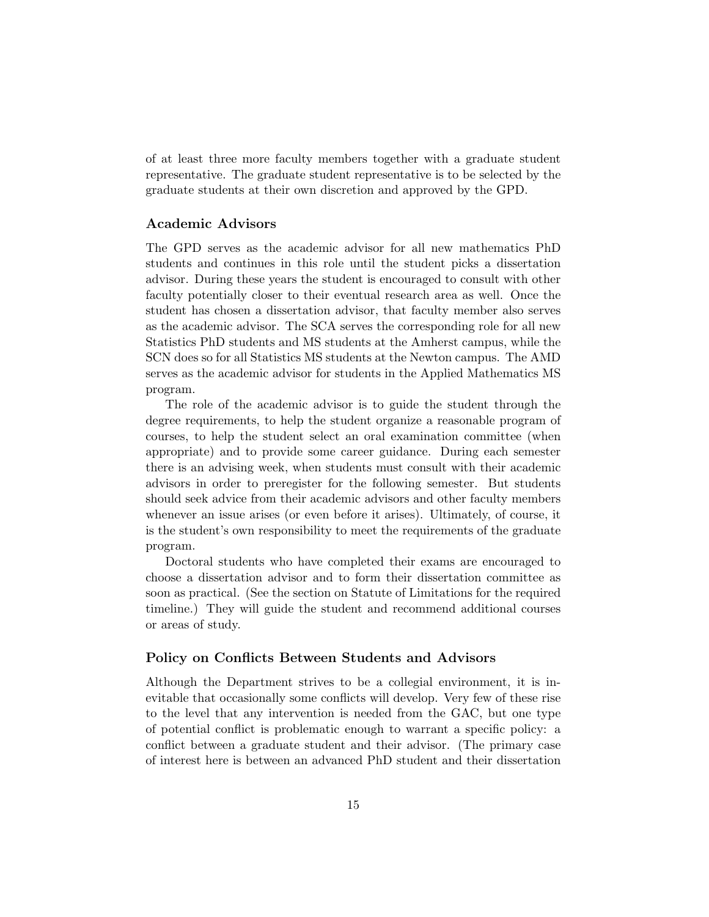of at least three more faculty members together with a graduate student representative. The graduate student representative is to be selected by the graduate students at their own discretion and approved by the GPD.

### Academic Advisors

The GPD serves as the academic advisor for all new mathematics PhD students and continues in this role until the student picks a dissertation advisor. During these years the student is encouraged to consult with other faculty potentially closer to their eventual research area as well. Once the student has chosen a dissertation advisor, that faculty member also serves as the academic advisor. The SCA serves the corresponding role for all new Statistics PhD students and MS students at the Amherst campus, while the SCN does so for all Statistics MS students at the Newton campus. The AMD serves as the academic advisor for students in the Applied Mathematics MS program.

The role of the academic advisor is to guide the student through the degree requirements, to help the student organize a reasonable program of courses, to help the student select an oral examination committee (when appropriate) and to provide some career guidance. During each semester there is an advising week, when students must consult with their academic advisors in order to preregister for the following semester. But students should seek advice from their academic advisors and other faculty members whenever an issue arises (or even before it arises). Ultimately, of course, it is the student's own responsibility to meet the requirements of the graduate program.

Doctoral students who have completed their exams are encouraged to choose a dissertation advisor and to form their dissertation committee as soon as practical. (See the section on Statute of Limitations for the required timeline.) They will guide the student and recommend additional courses or areas of study.

### Policy on Conflicts Between Students and Advisors

Although the Department strives to be a collegial environment, it is inevitable that occasionally some conflicts will develop. Very few of these rise to the level that any intervention is needed from the GAC, but one type of potential conflict is problematic enough to warrant a specific policy: a conflict between a graduate student and their advisor. (The primary case of interest here is between an advanced PhD student and their dissertation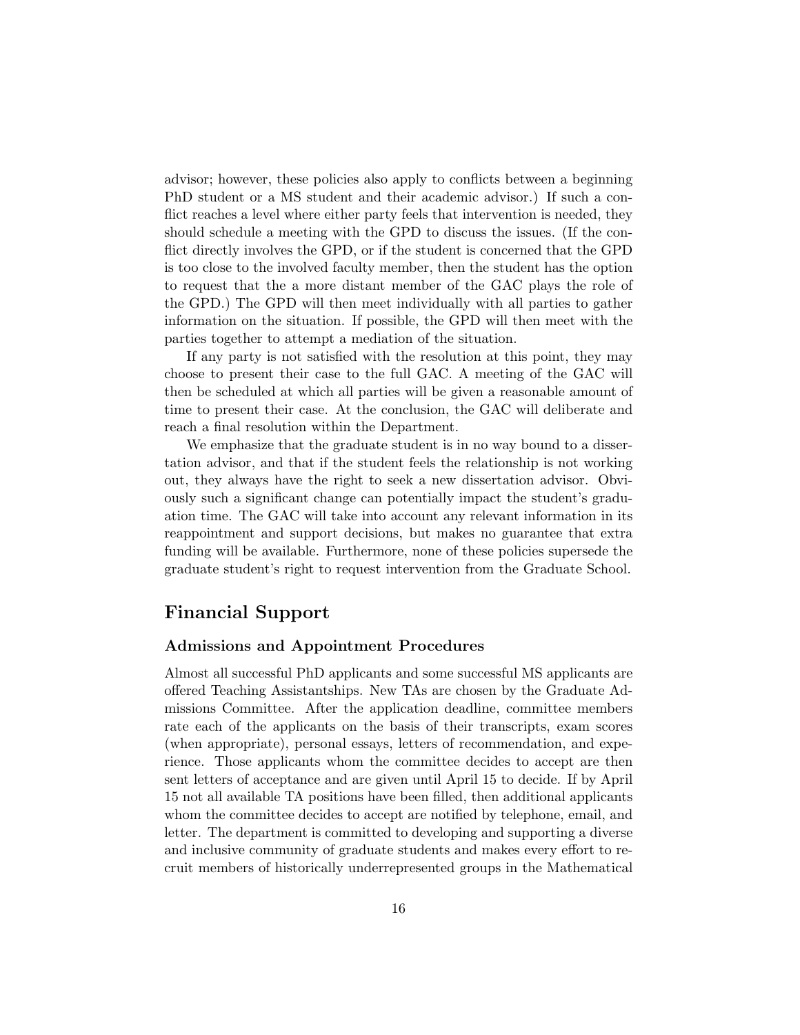advisor; however, these policies also apply to conflicts between a beginning PhD student or a MS student and their academic advisor.) If such a conflict reaches a level where either party feels that intervention is needed, they should schedule a meeting with the GPD to discuss the issues. (If the conflict directly involves the GPD, or if the student is concerned that the GPD is too close to the involved faculty member, then the student has the option to request that the a more distant member of the GAC plays the role of the GPD.) The GPD will then meet individually with all parties to gather information on the situation. If possible, the GPD will then meet with the parties together to attempt a mediation of the situation.

If any party is not satisfied with the resolution at this point, they may choose to present their case to the full GAC. A meeting of the GAC will then be scheduled at which all parties will be given a reasonable amount of time to present their case. At the conclusion, the GAC will deliberate and reach a final resolution within the Department.

We emphasize that the graduate student is in no way bound to a dissertation advisor, and that if the student feels the relationship is not working out, they always have the right to seek a new dissertation advisor. Obviously such a significant change can potentially impact the student's graduation time. The GAC will take into account any relevant information in its reappointment and support decisions, but makes no guarantee that extra funding will be available. Furthermore, none of these policies supersede the graduate student's right to request intervention from the Graduate School.

## Financial Support

### Admissions and Appointment Procedures

Almost all successful PhD applicants and some successful MS applicants are offered Teaching Assistantships. New TAs are chosen by the Graduate Admissions Committee. After the application deadline, committee members rate each of the applicants on the basis of their transcripts, exam scores (when appropriate), personal essays, letters of recommendation, and experience. Those applicants whom the committee decides to accept are then sent letters of acceptance and are given until April 15 to decide. If by April 15 not all available TA positions have been filled, then additional applicants whom the committee decides to accept are notified by telephone, email, and letter. The department is committed to developing and supporting a diverse and inclusive community of graduate students and makes every effort to recruit members of historically underrepresented groups in the Mathematical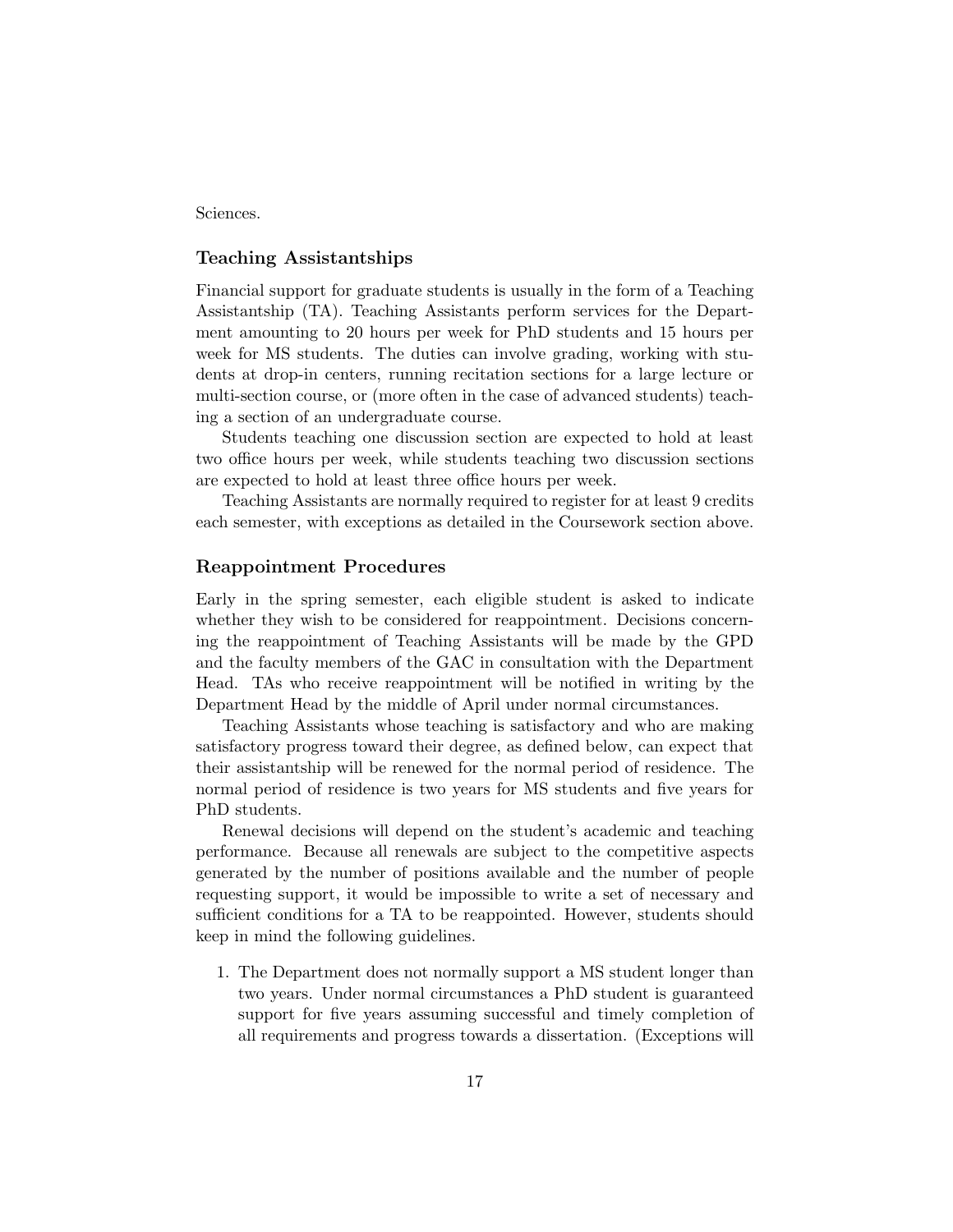Sciences.

### Teaching Assistantships

Financial support for graduate students is usually in the form of a Teaching Assistantship (TA). Teaching Assistants perform services for the Department amounting to 20 hours per week for PhD students and 15 hours per week for MS students. The duties can involve grading, working with students at drop-in centers, running recitation sections for a large lecture or multi-section course, or (more often in the case of advanced students) teaching a section of an undergraduate course.

Students teaching one discussion section are expected to hold at least two office hours per week, while students teaching two discussion sections are expected to hold at least three office hours per week.

Teaching Assistants are normally required to register for at least 9 credits each semester, with exceptions as detailed in the Coursework section above.

### Reappointment Procedures

Early in the spring semester, each eligible student is asked to indicate whether they wish to be considered for reappointment. Decisions concerning the reappointment of Teaching Assistants will be made by the GPD and the faculty members of the GAC in consultation with the Department Head. TAs who receive reappointment will be notified in writing by the Department Head by the middle of April under normal circumstances.

Teaching Assistants whose teaching is satisfactory and who are making satisfactory progress toward their degree, as defined below, can expect that their assistantship will be renewed for the normal period of residence. The normal period of residence is two years for MS students and five years for PhD students.

Renewal decisions will depend on the student's academic and teaching performance. Because all renewals are subject to the competitive aspects generated by the number of positions available and the number of people requesting support, it would be impossible to write a set of necessary and sufficient conditions for a TA to be reappointed. However, students should keep in mind the following guidelines.

1. The Department does not normally support a MS student longer than two years. Under normal circumstances a PhD student is guaranteed support for five years assuming successful and timely completion of all requirements and progress towards a dissertation. (Exceptions will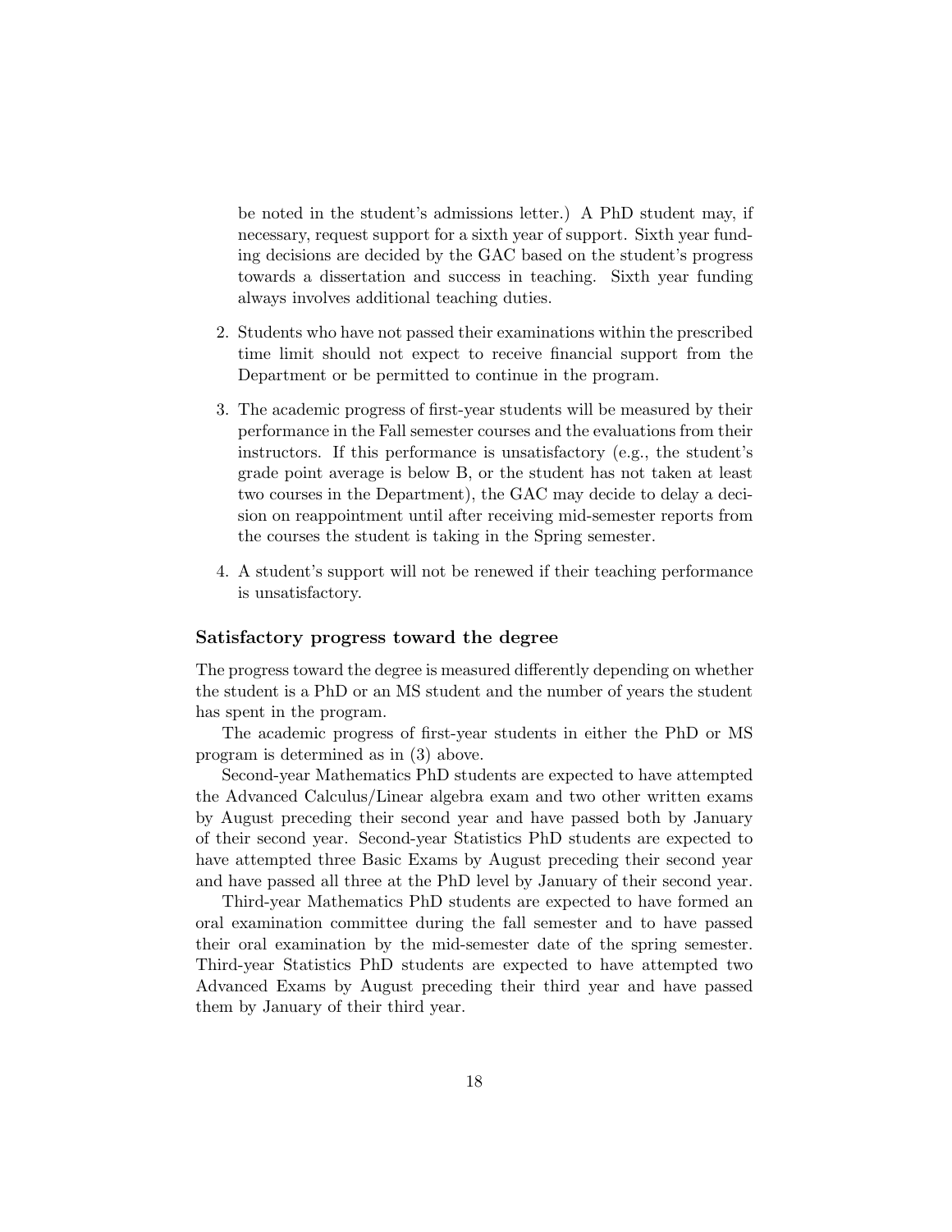be noted in the student's admissions letter.) A PhD student may, if necessary, request support for a sixth year of support. Sixth year funding decisions are decided by the GAC based on the student's progress towards a dissertation and success in teaching. Sixth year funding always involves additional teaching duties.

2. Students who have not passed their examinations within the prescribed time limit should not expect to receive financial support from the Department or be permitted to continue in the program.

3. The academic progress of first-year students will be measured by their performance in the Fall semester courses and the evaluations from their instructors. If this performance is unsatisfactory (e.g., the student's grade point average is below B, or the student has not taken at least two courses in the Department), the GAC may decide to delay a decision on reappointment until after receiving mid-semester reports from the courses the student is taking in the Spring semester.

4. A student's support will not be renewed if their teaching performance is unsatisfactory.

### Satisfactory progress toward the degree

The progress toward the degree is measured differently depending on whether the student is a PhD or an MS student and the number of years the student has spent in the program.

The academic progress of first-year students in either the PhD or MS program is determined as in (3) above.

Second-year Mathematics PhD students are expected to have attempted the Advanced Calculus/Linear algebra exam and two other written exams by August preceding their second year and have passed both by January of their second year. Second-year Statistics PhD students are expected to have attempted three Basic Exams by August preceding their second year and have passed all three at the PhD level by January of their second year.

Third-year Mathematics PhD students are expected to have formed an oral examination committee during the fall semester and to have passed their oral examination by the mid-semester date of the spring semester. Third-year Statistics PhD students are expected to have attempted two Advanced Exams by August preceding their third year and have passed them by January of their third year.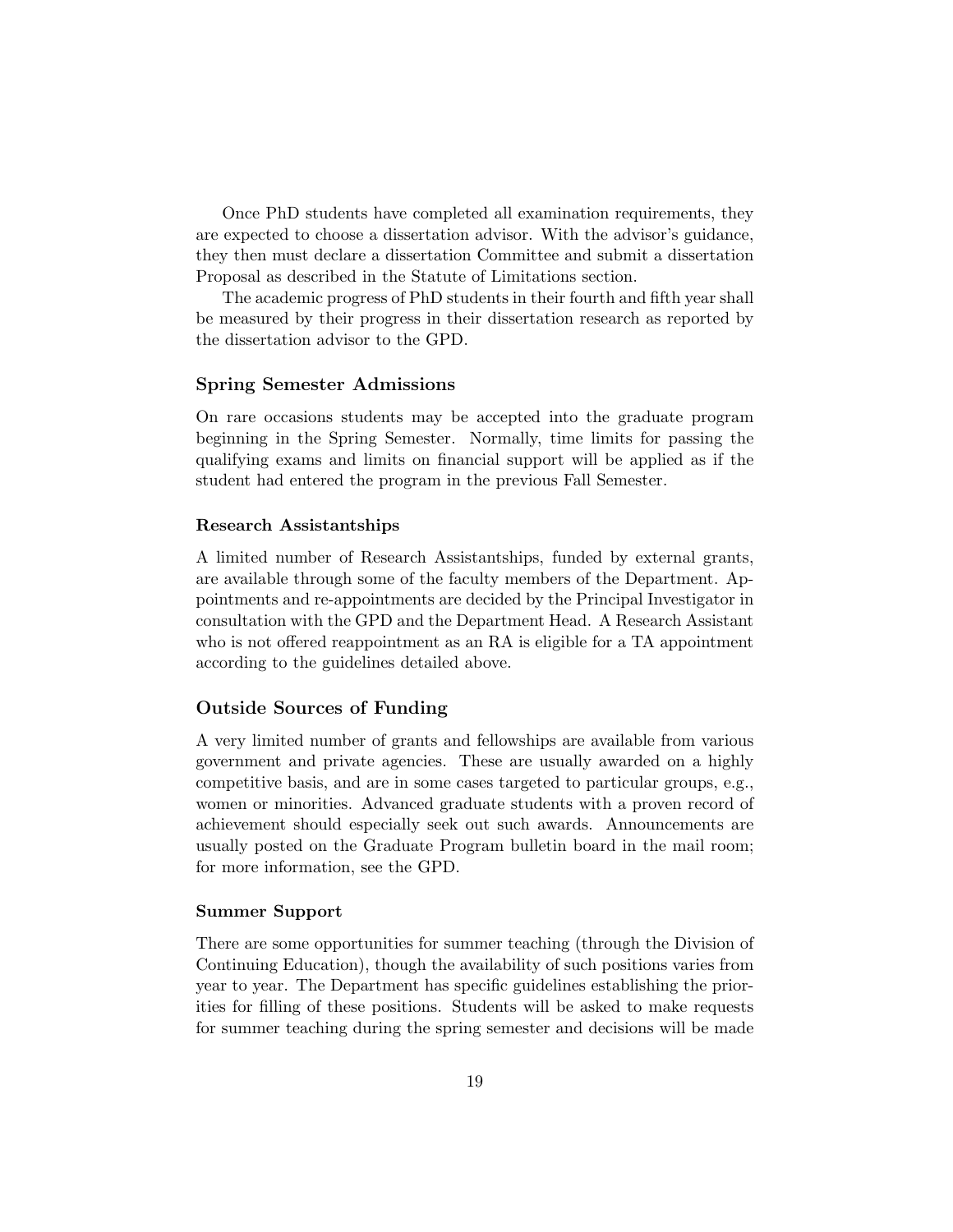Once PhD students have completed all examination requirements, they are expected to choose a dissertation advisor. With the advisor's guidance, they then must declare a dissertation Committee and submit a dissertation Proposal as described in the Statute of Limitations section.

The academic progress of PhD students in their fourth and fifth year shall be measured by their progress in their dissertation research as reported by the dissertation advisor to the GPD.

## Spring Semester Admissions

On rare occasions students may be accepted into the graduate program beginning in the Spring Semester. Normally, time limits for passing the qualifying exams and limits on financial support will be applied as if the student had entered the program in the previous Fall Semester.

### Research Assistantships

A limited number of Research Assistantships, funded by external grants, are available through some of the faculty members of the Department. Appointments and re-appointments are decided by the Principal Investigator in consultation with the GPD and the Department Head. A Research Assistant who is not offered reappointment as an RA is eligible for a TA appointment according to the guidelines detailed above.

## Outside Sources of Funding

A very limited number of grants and fellowships are available from various government and private agencies. These are usually awarded on a highly competitive basis, and are in some cases targeted to particular groups, e.g., women or minorities. Advanced graduate students with a proven record of achievement should especially seek out such awards. Announcements are usually posted on the Graduate Program bulletin board in the mail room; for more information, see the GPD.

### Summer Support

There are some opportunities for summer teaching (through the Division of Continuing Education), though the availability of such positions varies from year to year. The Department has specific guidelines establishing the priorities for filling of these positions. Students will be asked to make requests for summer teaching during the spring semester and decisions will be made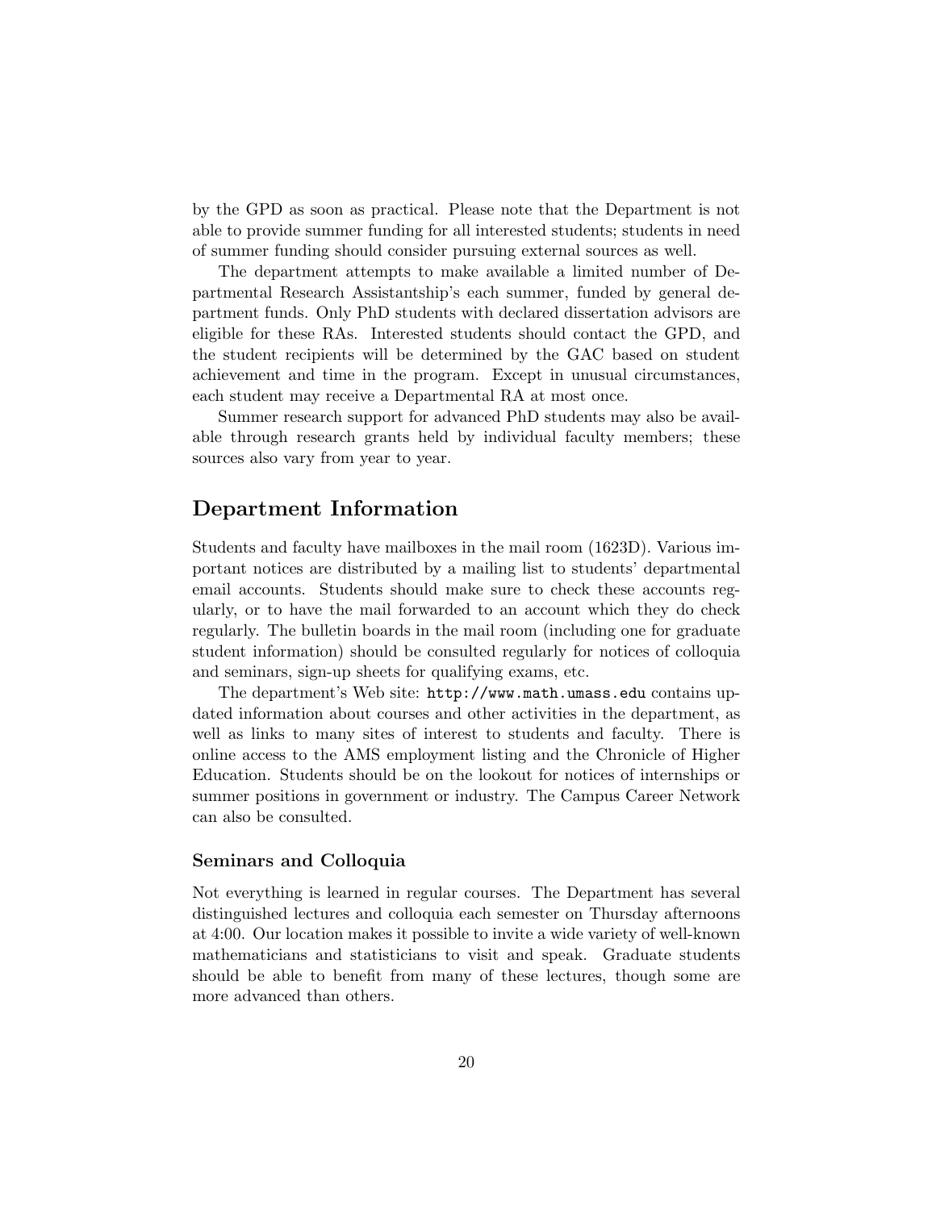by the GPD as soon as practical. Please note that the Department is not able to provide summer funding for all interested students; students in need of summer funding should consider pursuing external sources as well.

The department attempts to make available a limited number of Departmental Research Assistantship's each summer, funded by general department funds. Only PhD students with declared dissertation advisors are eligible for these RAs. Interested students should contact the GPD, and the student recipients will be determined by the GAC based on student achievement and time in the program. Except in unusual circumstances, each student may receive a Departmental RA at most once.

Summer research support for advanced PhD students may also be available through research grants held by individual faculty members; these sources also vary from year to year.

## Department Information

Students and faculty have mailboxes in the mail room (1623D). Various important notices are distributed by a mailing list to students' departmental email accounts. Students should make sure to check these accounts regularly, or to have the mail forwarded to an account which they do check regularly. The bulletin boards in the mail room (including one for graduate student information) should be consulted regularly for notices of colloquia and seminars, sign-up sheets for qualifying exams, etc.

The department's Web site: `http://www.math.umass.edu` contains updated information about courses and other activities in the department, as well as links to many sites of interest to students and faculty. There is online access to the AMS employment listing and the Chronicle of Higher Education. Students should be on the lookout for notices of internships or summer positions in government or industry. The Campus Career Network can also be consulted.

### Seminars and Colloquia

Not everything is learned in regular courses. The Department has several distinguished lectures and colloquia each semester on Thursday afternoons at 4:00. Our location makes it possible to invite a wide variety of well-known mathematicians and statisticians to visit and speak. Graduate students should be able to benefit from many of these lectures, though some are more advanced than others.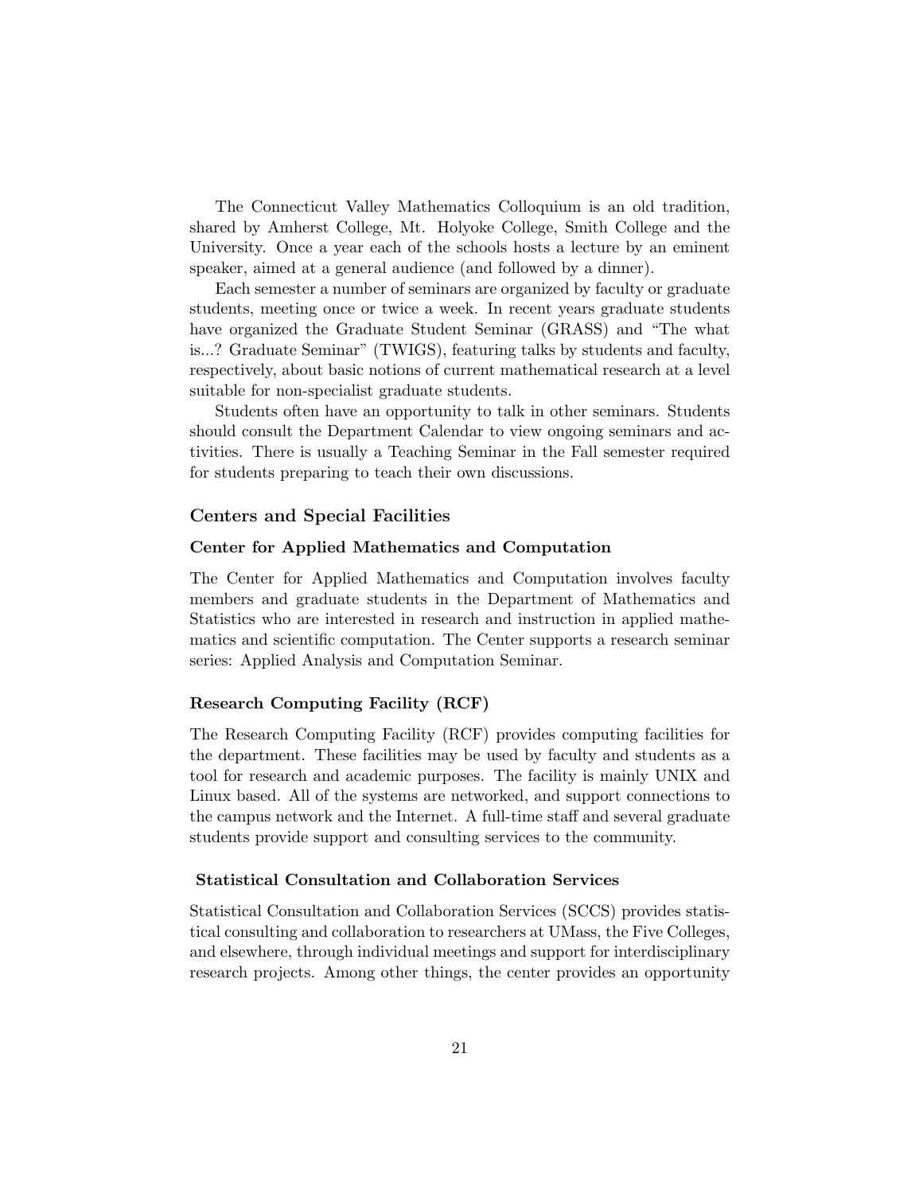The Connecticut Valley Mathematics Colloquium is an old tradition, shared by Amherst College, Mt. Holyoke College, Smith College and the University. Once a year each of the schools hosts a lecture by an eminent speaker, aimed at a general audience (and followed by a dinner).

Each semester a number of seminars are organized by faculty or graduate students, meeting once or twice a week. In recent years graduate students have organized the Graduate Student Seminar (GRASS) and "The what is...? Graduate Seminar" (TWIGS), featuring talks by students and faculty, respectively, about basic notions of current mathematical research at a level suitable for non-specialist graduate students.

Students often have an opportunity to talk in other seminars. Students should consult the Department Calendar to view ongoing seminars and activities. There is usually a Teaching Seminar in the Fall semester required for students preparing to teach their own discussions.

## Centers and Special Facilities

### Center for Applied Mathematics and Computation

The Center for Applied Mathematics and Computation involves faculty members and graduate students in the Department of Mathematics and Statistics who are interested in research and instruction in applied mathematics and scientific computation. The Center supports a research seminar series: Applied Analysis and Computation Seminar.

### Research Computing Facility (RCF)

The Research Computing Facility (RCF) provides computing facilities for the department. These facilities may be used by faculty and students as a tool for research and academic purposes. The facility is mainly UNIX and Linux based. All of the systems are networked, and support connections to the campus network and the Internet. A full-time staff and several graduate students provide support and consulting services to the community.

### Statistical Consultation and Collaboration Services

Statistical Consultation and Collaboration Services (SCCS) provides statistical consulting and collaboration to researchers at UMass, the Five Colleges, and elsewhere, through individual meetings and support for interdisciplinary research projects. Among other things, the center provides an opportunity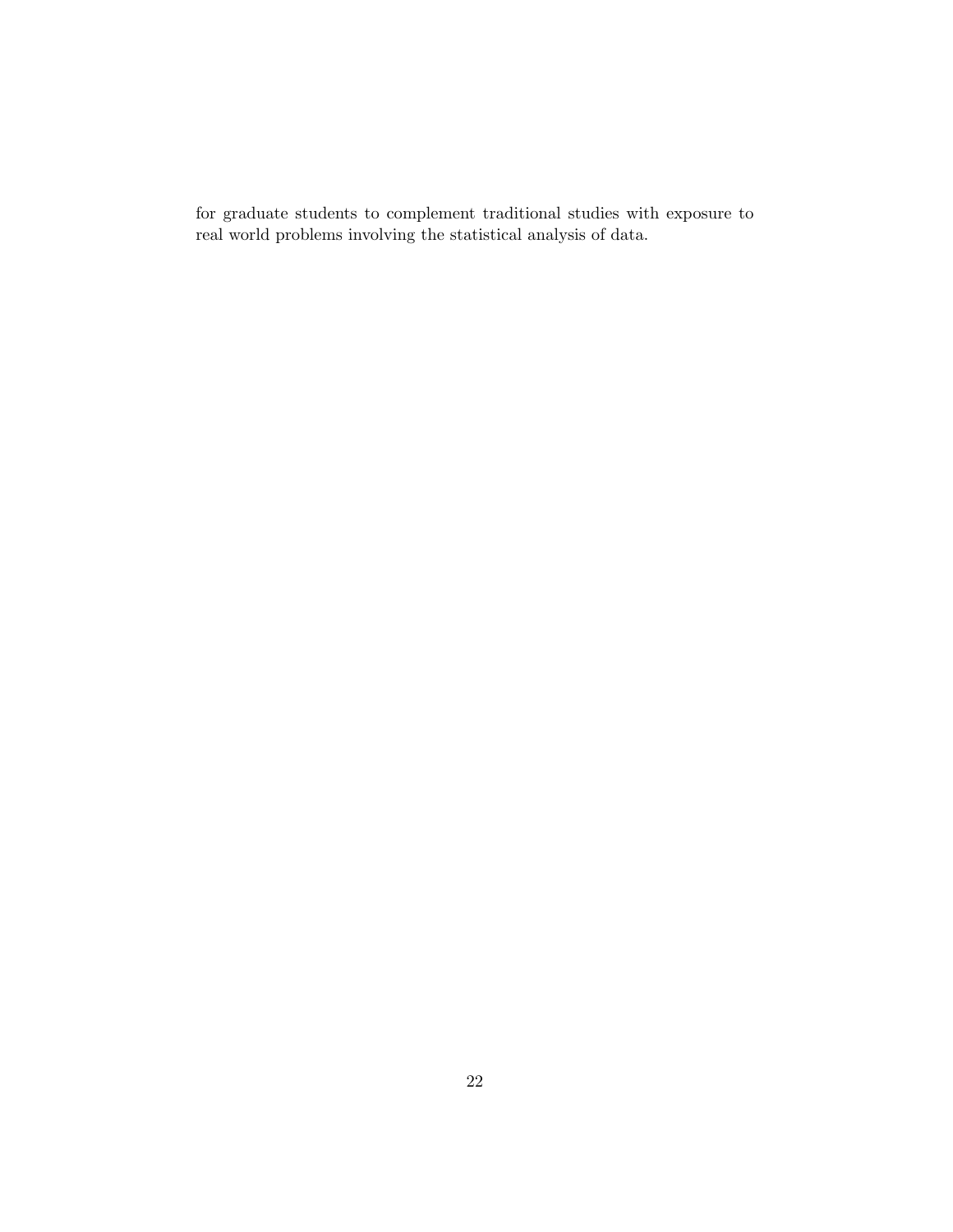for graduate students to complement traditional studies with exposure to real world problems involving the statistical analysis of data.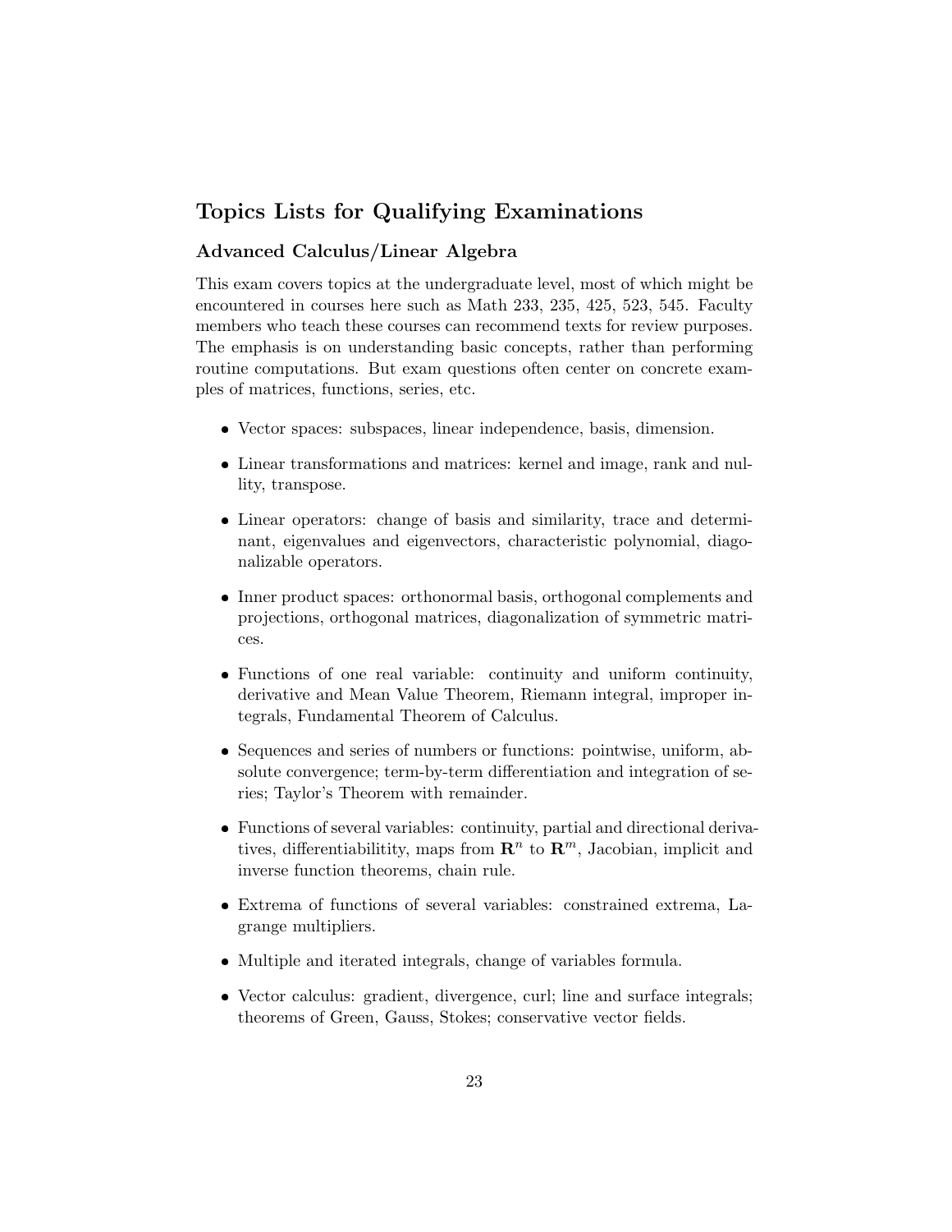## Topics Lists for Qualifying Examinations

### Advanced Calculus/Linear Algebra

This exam covers topics at the undergraduate level, most of which might be encountered in courses here such as Math 233, 235, 425, 523, 545. Faculty members who teach these courses can recommend texts for review purposes. The emphasis is on understanding basic concepts, rather than performing routine computations. But exam questions often center on concrete examples of matrices, functions, series, etc.

- Vector spaces: subspaces, linear independence, basis, dimension.
- Linear transformations and matrices: kernel and image, rank and nullity, transpose.
- Linear operators: change of basis and similarity, trace and determinant, eigenvalues and eigenvectors, characteristic polynomial, diagonalizable operators.
- Inner product spaces: orthonormal basis, orthogonal complements and projections, orthogonal matrices, diagonalization of symmetric matrices.
- Functions of one real variable: continuity and uniform continuity, derivative and Mean Value Theorem, Riemann integral, improper integrals, Fundamental Theorem of Calculus.
- Sequences and series of numbers or functions: pointwise, uniform, absolute convergence; term-by-term differentiation and integration of series; Taylor's Theorem with remainder.
- Functions of several variables: continuity, partial and directional derivatives, differentiabilitity, maps from $\mathbf{R}^n$ to $\mathbf{R}^m$, Jacobian, implicit and inverse function theorems, chain rule.
- Extrema of functions of several variables: constrained extrema, Lagrange multipliers.
- Multiple and iterated integrals, change of variables formula.
- Vector calculus: gradient, divergence, curl; line and surface integrals; theorems of Green, Gauss, Stokes; conservative vector fields.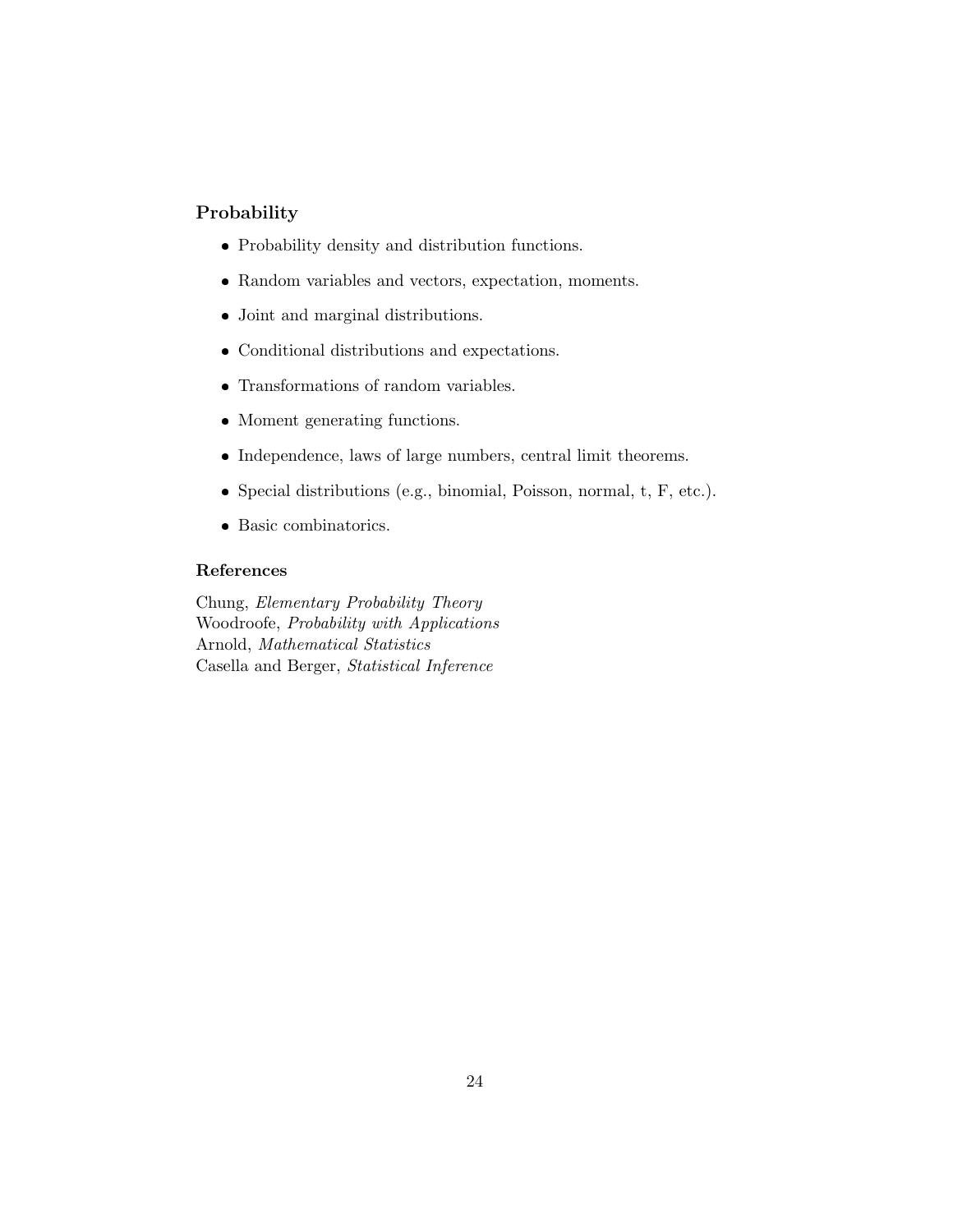### Probability

- Probability density and distribution functions.
- Random variables and vectors, expectation, moments.
- Joint and marginal distributions.
- Conditional distributions and expectations.
- Transformations of random variables.
- Moment generating functions.
- Independence, laws of large numbers, central limit theorems.
- Special distributions (e.g., binomial, Poisson, normal, t, F, etc.).
- Basic combinatorics.

### References

Chung, *Elementary Probability Theory*
Woodroofe, *Probability with Applications*
Arnold, *Mathematical Statistics*
Casella and Berger, *Statistical Inference*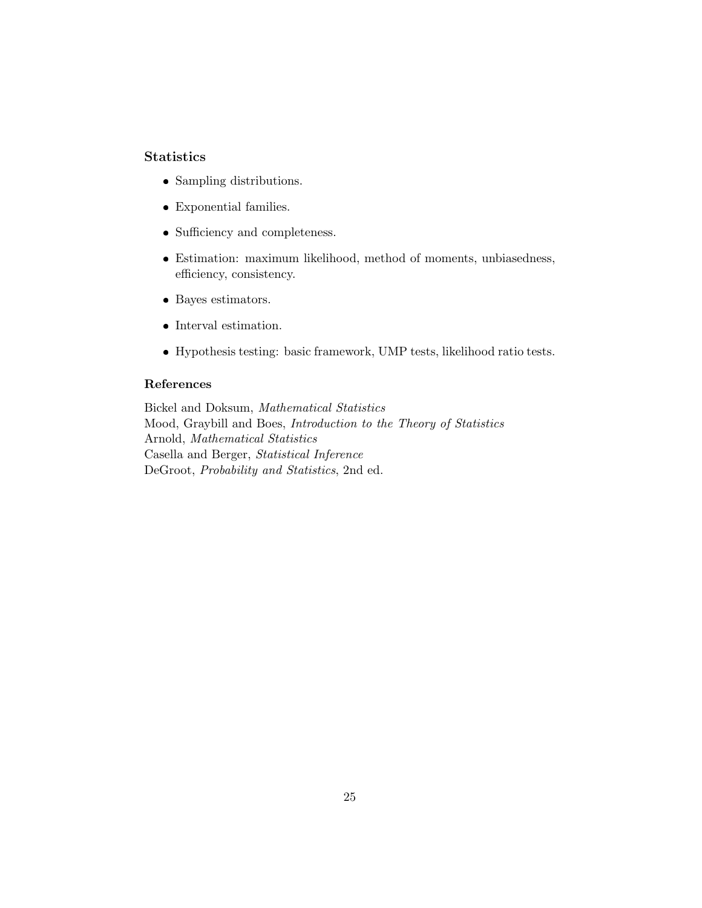### Statistics

- Sampling distributions.
- Exponential families.
- Sufficiency and completeness.
- Estimation: maximum likelihood, method of moments, unbiasedness, efficiency, consistency.
- Bayes estimators.
- Interval estimation.
- Hypothesis testing: basic framework, UMP tests, likelihood ratio tests.

### References

Bickel and Doksum, *Mathematical Statistics*  
Mood, Graybill and Boes, *Introduction to the Theory of Statistics*  
Arnold, *Mathematical Statistics*  
Casella and Berger, *Statistical Inference*  
DeGroot, *Probability and Statistics*, 2nd ed.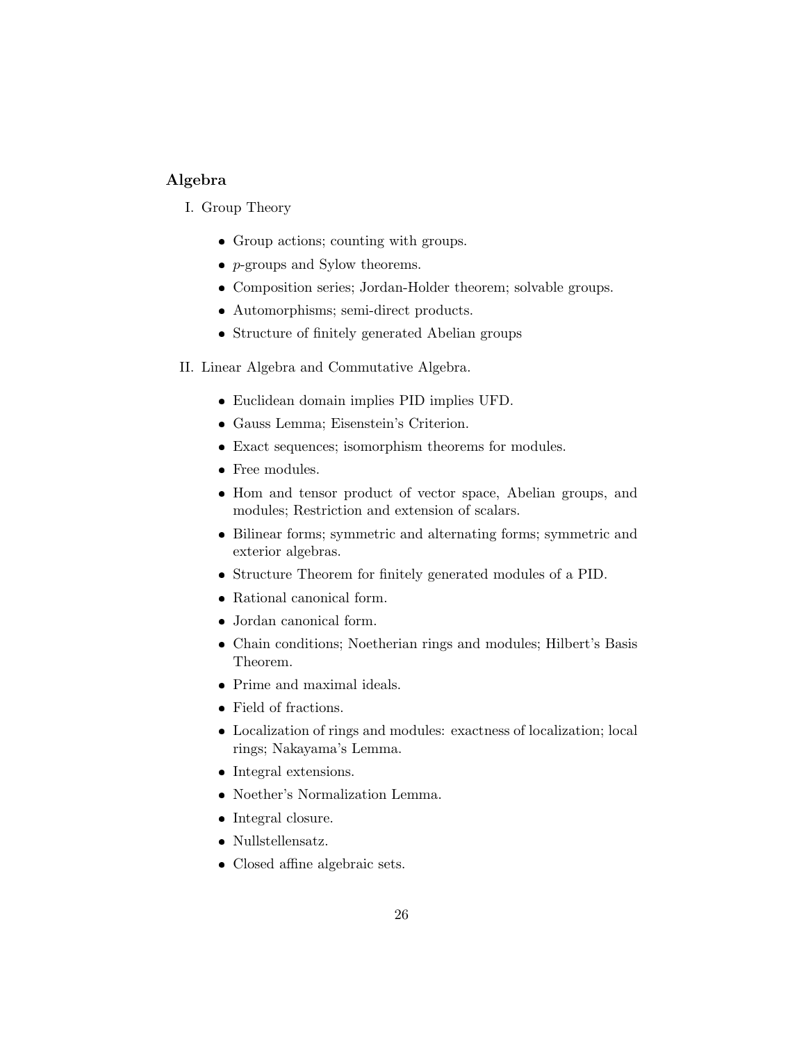## Algebra

I. Group Theory

- Group actions; counting with groups.
- $p$-groups and Sylow theorems.
- Composition series; Jordan-Holder theorem; solvable groups.
- Automorphisms; semi-direct products.
- Structure of finitely generated Abelian groups

II. Linear Algebra and Commutative Algebra.

- Euclidean domain implies PID implies UFD.
- Gauss Lemma; Eisenstein's Criterion.
- Exact sequences; isomorphism theorems for modules.
- Free modules.
- Hom and tensor product of vector space, Abelian groups, and modules; Restriction and extension of scalars.
- Bilinear forms; symmetric and alternating forms; symmetric and exterior algebras.
- Structure Theorem for finitely generated modules of a PID.
- Rational canonical form.
- Jordan canonical form.
- Chain conditions; Noetherian rings and modules; Hilbert's Basis Theorem.
- Prime and maximal ideals.
- Field of fractions.
- Localization of rings and modules: exactness of localization; local rings; Nakayama's Lemma.
- Integral extensions.
- Noether's Normalization Lemma.
- Integral closure.
- Nullstellensatz.
- Closed affine algebraic sets.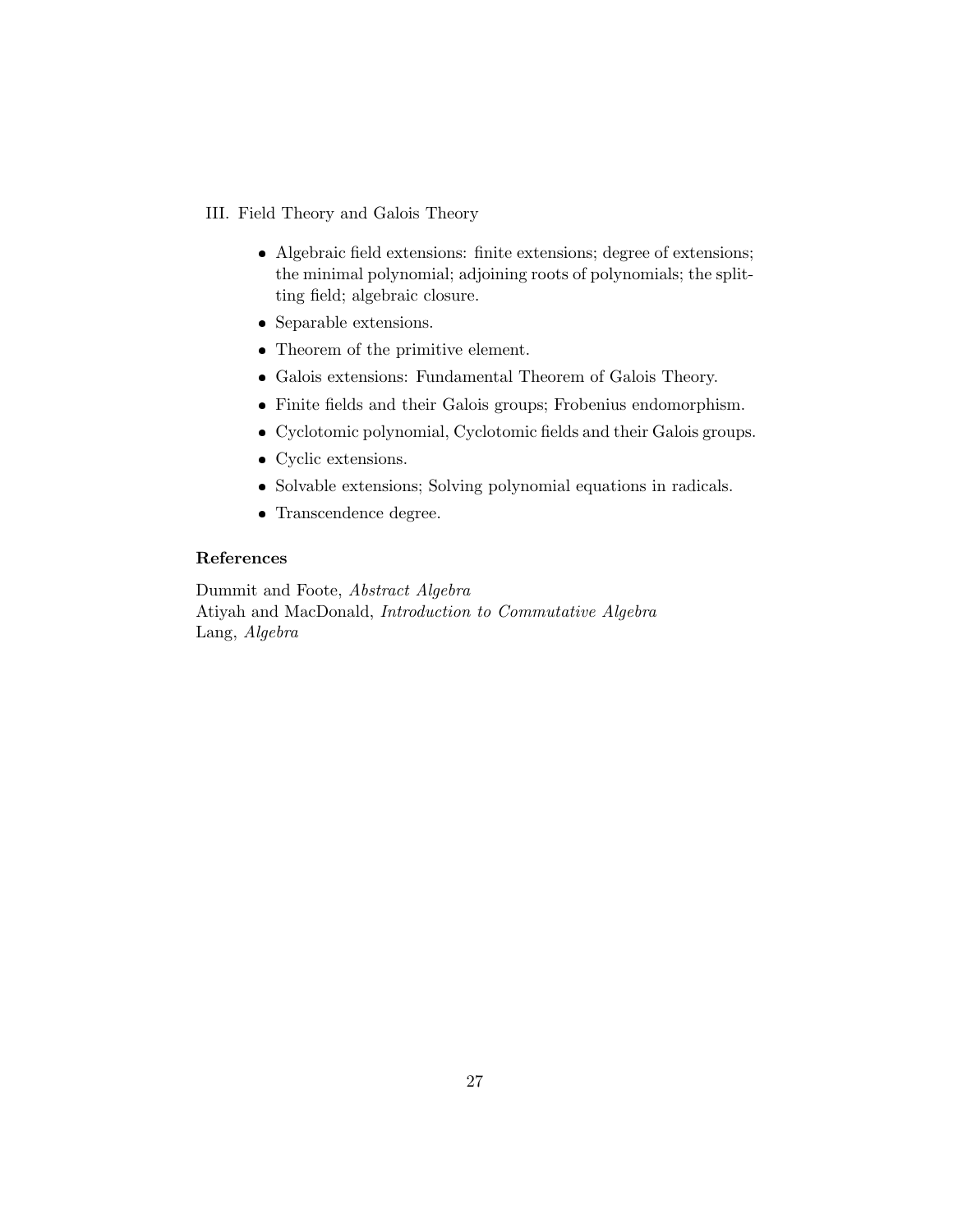III. Field Theory and Galois Theory

- Algebraic field extensions: finite extensions; degree of extensions; the minimal polynomial; adjoining roots of polynomials; the splitting field; algebraic closure.
- Separable extensions.
- Theorem of the primitive element.
- Galois extensions: Fundamental Theorem of Galois Theory.
- Finite fields and their Galois groups; Frobenius endomorphism.
- Cyclotomic polynomial, Cyclotomic fields and their Galois groups.
- Cyclic extensions.
- Solvable extensions; Solving polynomial equations in radicals.
- Transcendence degree.

### References

Dummit and Foote, *Abstract Algebra*
Atiyah and MacDonald, *Introduction to Commutative Algebra*
Lang, *Algebra*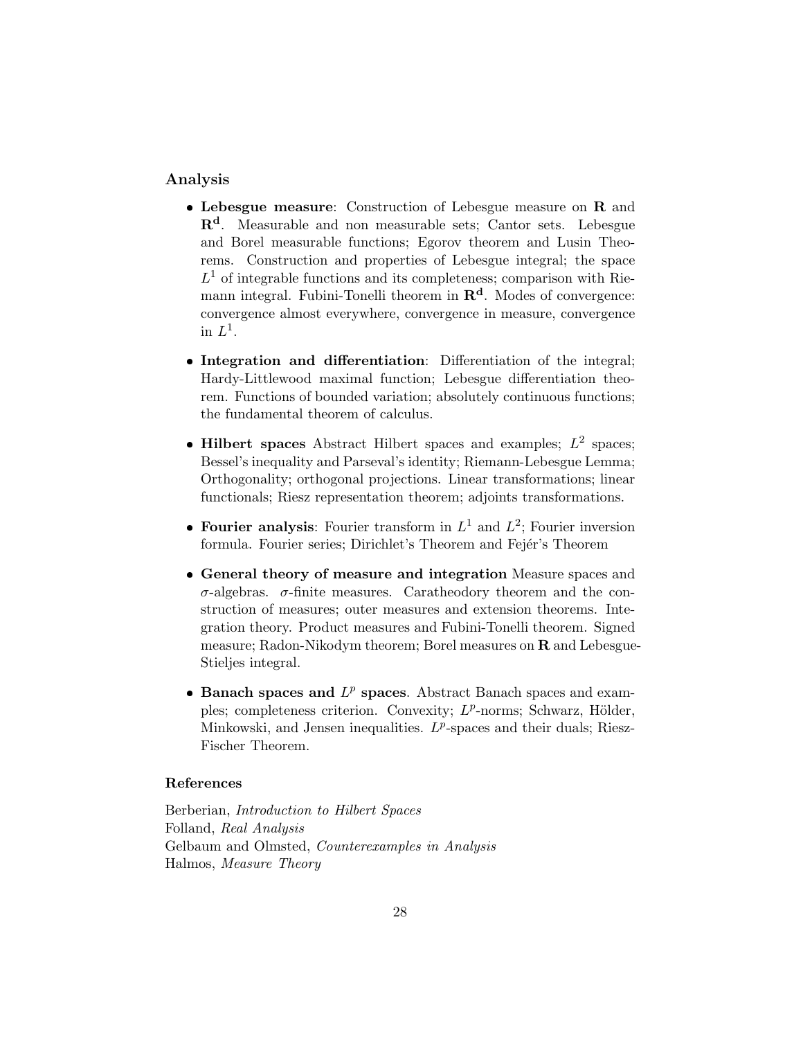## Analysis

- **Lebesgue measure**: Construction of Lebesgue measure on $\mathbf{R}$ and $\mathbf{R^d}$. Measurable and non measurable sets; Cantor sets. Lebesgue and Borel measurable functions; Egorov theorem and Lusin Theorems. Construction and properties of Lebesgue integral; the space $L^1$ of integrable functions and its completeness; comparison with Riemann integral. Fubini-Tonelli theorem in $\mathbf{R^d}$. Modes of convergence: convergence almost everywhere, convergence in measure, convergence in $L^1$.

- **Integration and differentiation**: Differentiation of the integral; Hardy-Littlewood maximal function; Lebesgue differentiation theorem. Functions of bounded variation; absolutely continuous functions; the fundamental theorem of calculus.

- **Hilbert spaces** Abstract Hilbert spaces and examples; $L^2$ spaces; Bessel's inequality and Parseval's identity; Riemann-Lebesgue Lemma; Orthogonality; orthogonal projections. Linear transformations; linear functionals; Riesz representation theorem; adjoints transformations.

- **Fourier analysis**: Fourier transform in $L^1$ and $L^2$; Fourier inversion formula. Fourier series; Dirichlet's Theorem and Fejér's Theorem

- **General theory of measure and integration** Measure spaces and $\sigma$-algebras. $\sigma$-finite measures. Caratheodory theorem and the construction of measures; outer measures and extension theorems. Integration theory. Product measures and Fubini-Tonelli theorem. Signed measure; Radon-Nikodym theorem; Borel measures on $\mathbf{R}$ and Lebesgue-Stieljes integral.

- **Banach spaces and $L^p$ spaces**. Abstract Banach spaces and examples; completeness criterion. Convexity; $L^p$-norms; Schwarz, Hölder, Minkowski, and Jensen inequalities. $L^p$-spaces and their duals; Riesz-Fischer Theorem.

### References

Berberian, *Introduction to Hilbert Spaces*
Folland, *Real Analysis*
Gelbaum and Olmsted, *Counterexamples in Analysis*
Halmos, *Measure Theory*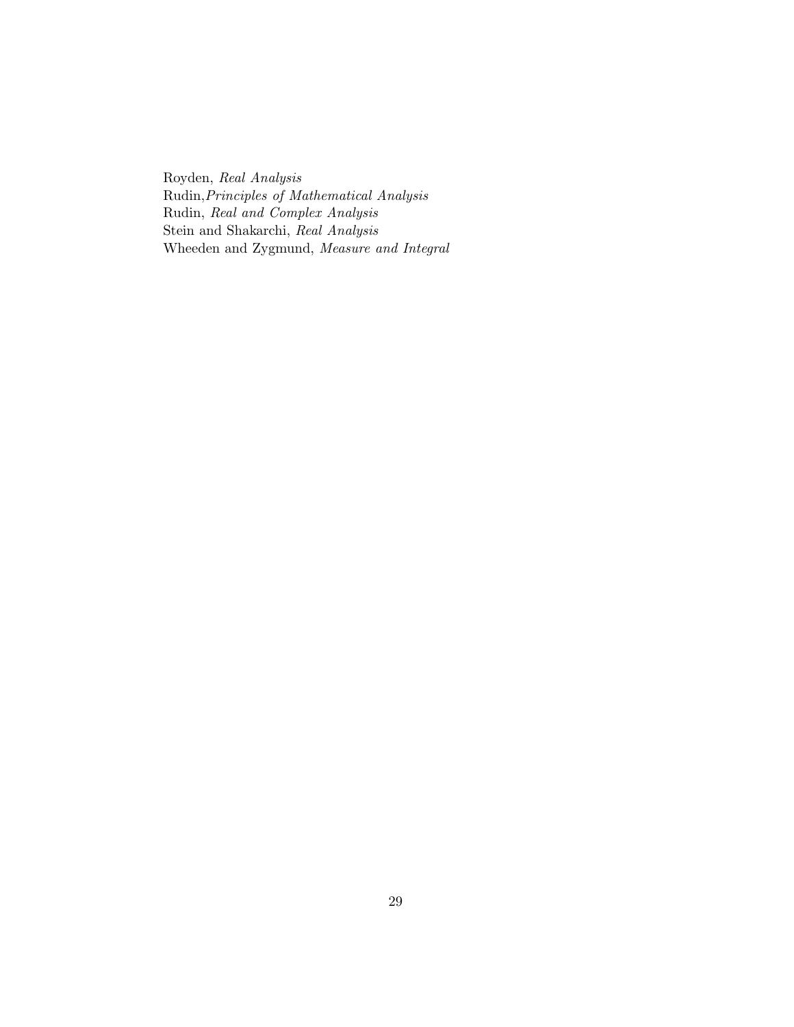Royden, *Real Analysis*
Rudin,*Principles of Mathematical Analysis*
Rudin, *Real and Complex Analysis*
Stein and Shakarchi, *Real Analysis*
Wheeden and Zygmund, *Measure and Integral*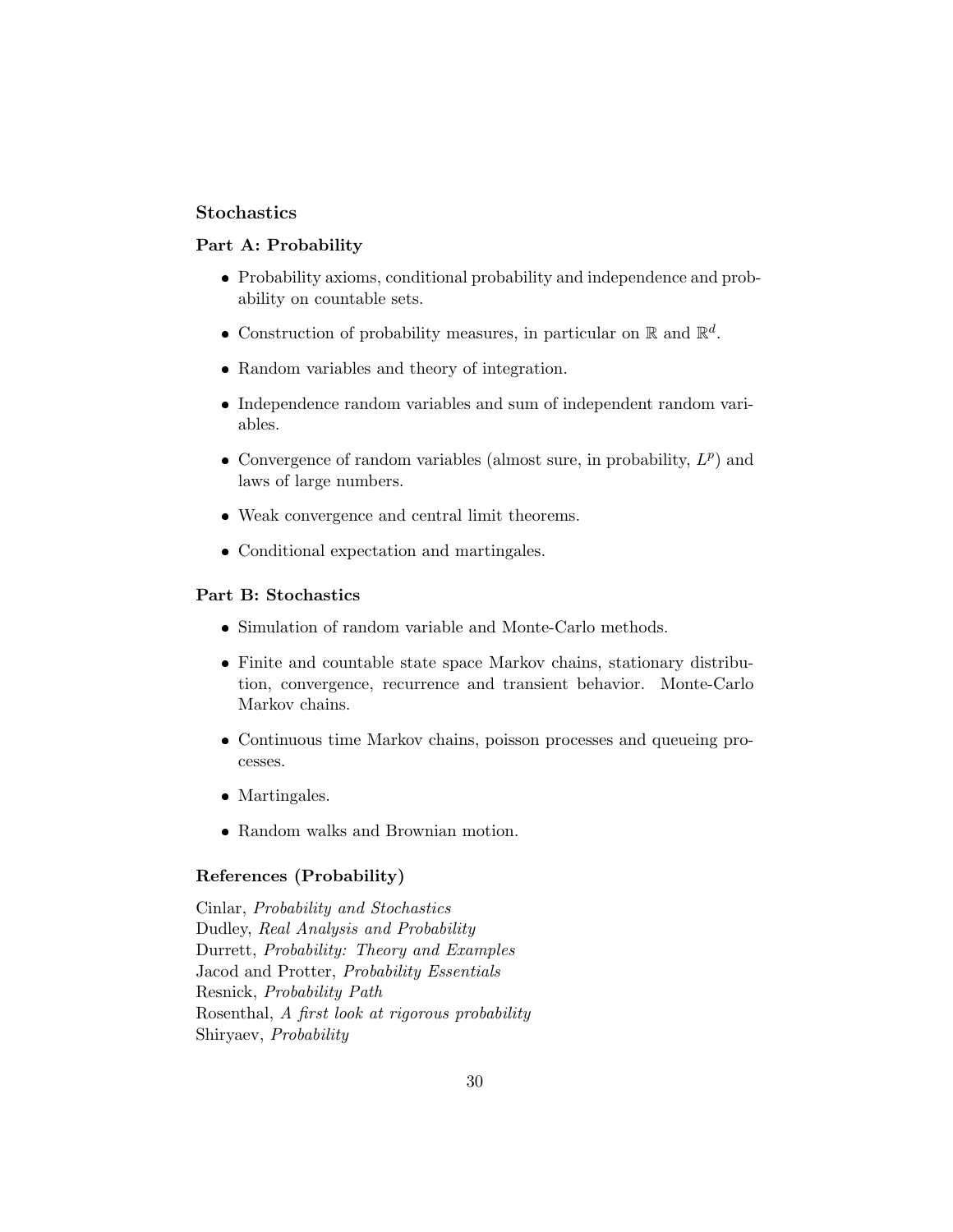### Stochastics

#### Part A: Probability

- Probability axioms, conditional probability and independence and probability on countable sets.
- Construction of probability measures, in particular on $\mathbb{R}$ and $\mathbb{R}^d$.
- Random variables and theory of integration.
- Independence random variables and sum of independent random variables.
- Convergence of random variables (almost sure, in probability, $L^p$) and laws of large numbers.
- Weak convergence and central limit theorems.
- Conditional expectation and martingales.

#### Part B: Stochastics

- Simulation of random variable and Monte-Carlo methods.
- Finite and countable state space Markov chains, stationary distribution, convergence, recurrence and transient behavior. Monte-Carlo Markov chains.
- Continuous time Markov chains, poisson processes and queueing processes.
- Martingales.
- Random walks and Brownian motion.

#### References (Probability)

Cinlar, *Probability and Stochastics*
Dudley, *Real Analysis and Probability*
Durrett, *Probability: Theory and Examples*
Jacod and Protter, *Probability Essentials*
Resnick, *Probability Path*
Rosenthal, *A first look at rigorous probability*
Shiryaev, *Probability*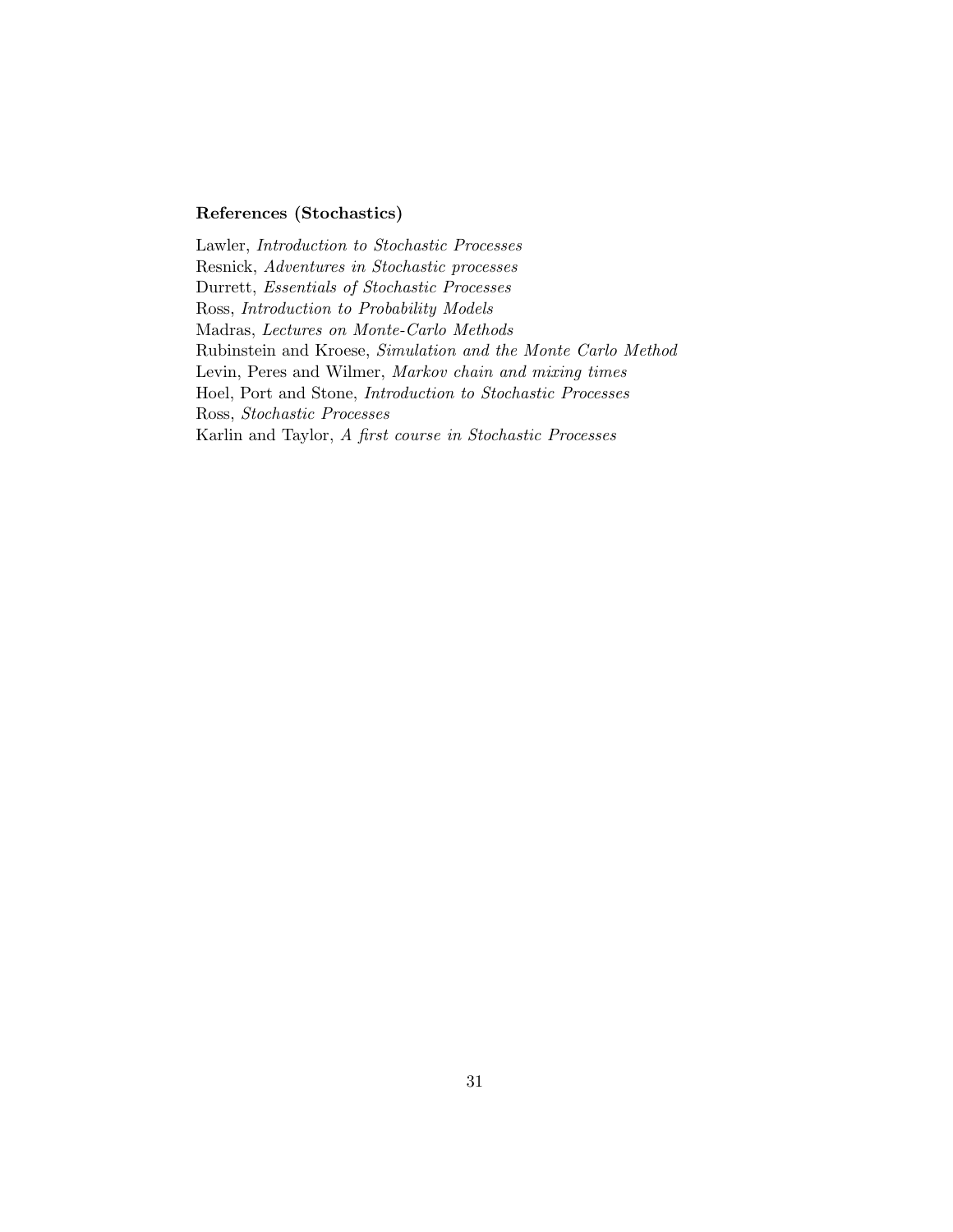**References (Stochastics)**

Lawler, *Introduction to Stochastic Processes*
Resnick, *Adventures in Stochastic processes*
Durrett, *Essentials of Stochastic Processes*
Ross, *Introduction to Probability Models*
Madras, *Lectures on Monte-Carlo Methods*
Rubinstein and Kroese, *Simulation and the Monte Carlo Method*
Levin, Peres and Wilmer, *Markov chain and mixing times*
Hoel, Port and Stone, *Introduction to Stochastic Processes*
Ross, *Stochastic Processes*
Karlin and Taylor, *A first course in Stochastic Processes*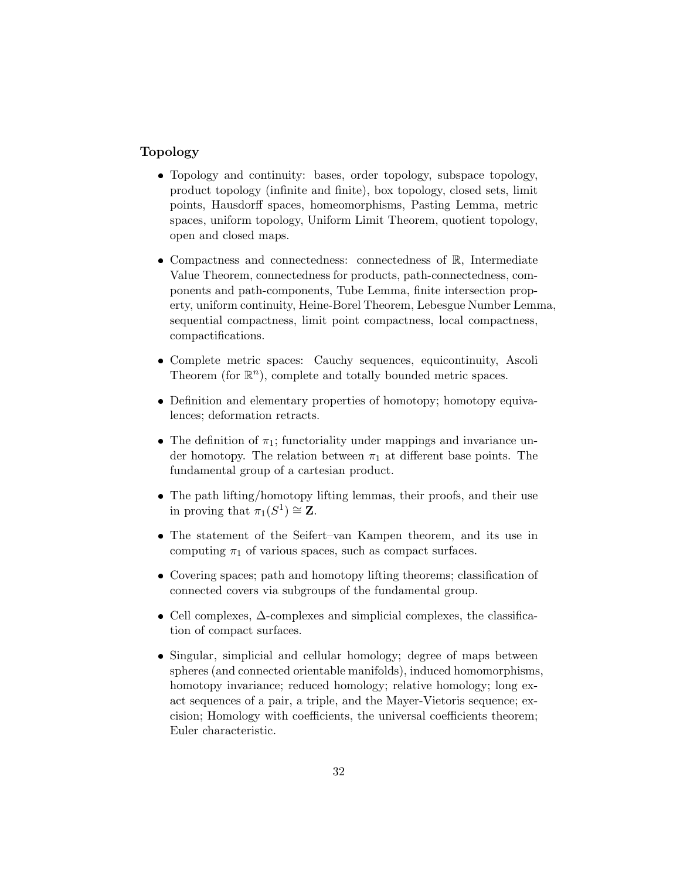**Topology**

- Topology and continuity: bases, order topology, subspace topology, product topology (infinite and finite), box topology, closed sets, limit points, Hausdorff spaces, homeomorphisms, Pasting Lemma, metric spaces, uniform topology, Uniform Limit Theorem, quotient topology, open and closed maps.

- Compactness and connectedness: connectedness of $\mathbb{R}$, Intermediate Value Theorem, connectedness for products, path-connectedness, components and path-components, Tube Lemma, finite intersection property, uniform continuity, Heine-Borel Theorem, Lebesgue Number Lemma, sequential compactness, limit point compactness, local compactness, compactifications.

- Complete metric spaces: Cauchy sequences, equicontinuity, Ascoli Theorem (for $\mathbb{R}^n$), complete and totally bounded metric spaces.

- Definition and elementary properties of homotopy; homotopy equivalences; deformation retracts.

- The definition of $\pi_1$; functoriality under mappings and invariance under homotopy. The relation between $\pi_1$ at different base points. The fundamental group of a cartesian product.

- The path lifting/homotopy lifting lemmas, their proofs, and their use in proving that $\pi_1(S^1) \cong \mathbf{Z}$.

- The statement of the Seifert–van Kampen theorem, and its use in computing $\pi_1$ of various spaces, such as compact surfaces.

- Covering spaces; path and homotopy lifting theorems; classification of connected covers via subgroups of the fundamental group.

- Cell complexes, $\Delta$-complexes and simplicial complexes, the classification of compact surfaces.

- Singular, simplicial and cellular homology; degree of maps between spheres (and connected orientable manifolds), induced homomorphisms, homotopy invariance; reduced homology; relative homology; long exact sequences of a pair, a triple, and the Mayer-Vietoris sequence; excision; Homology with coefficients, the universal coefficients theorem; Euler characteristic.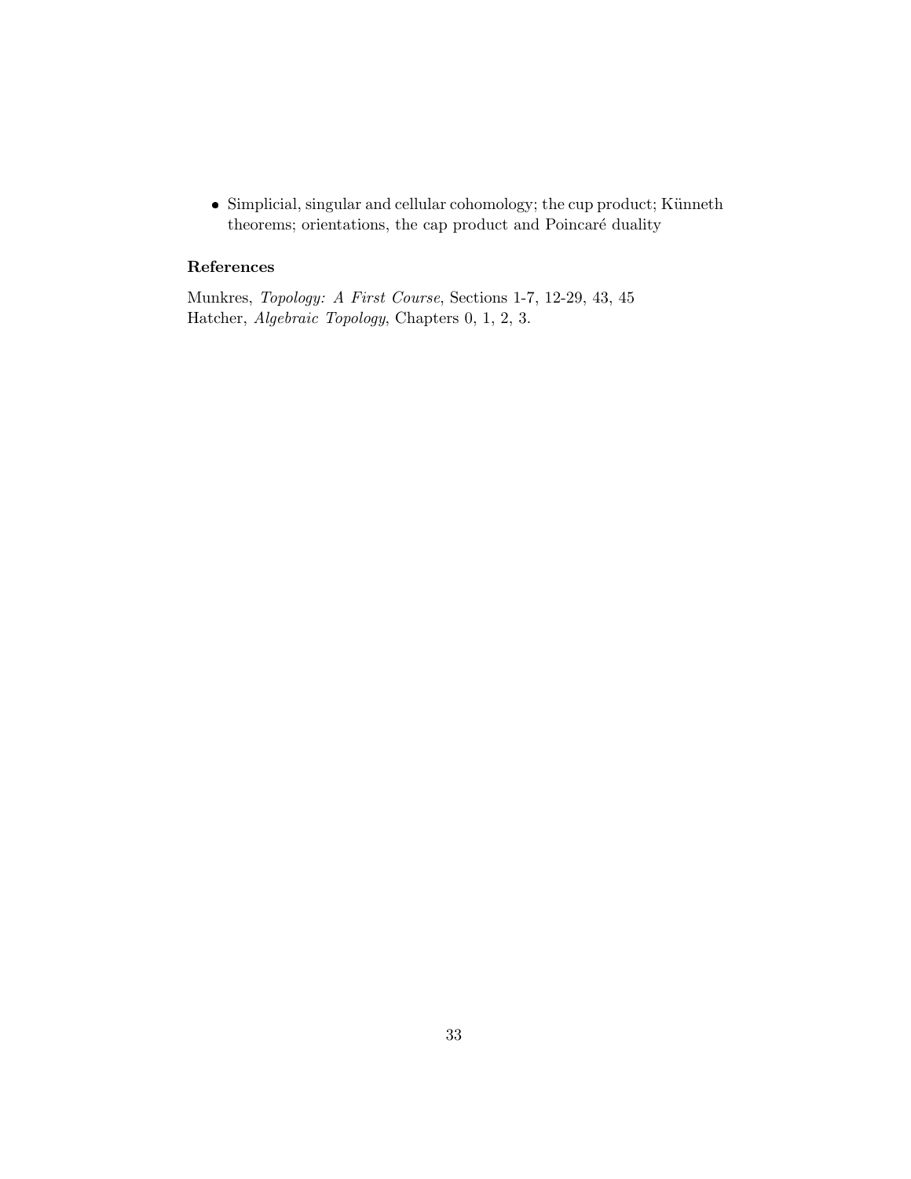- Simplicial, singular and cellular cohomology; the cup product; Künneth theorems; orientations, the cap product and Poincaré duality

### References

Munkres, *Topology: A First Course*, Sections 1-7, 12-29, 43, 45
Hatcher, *Algebraic Topology*, Chapters 0, 1, 2, 3.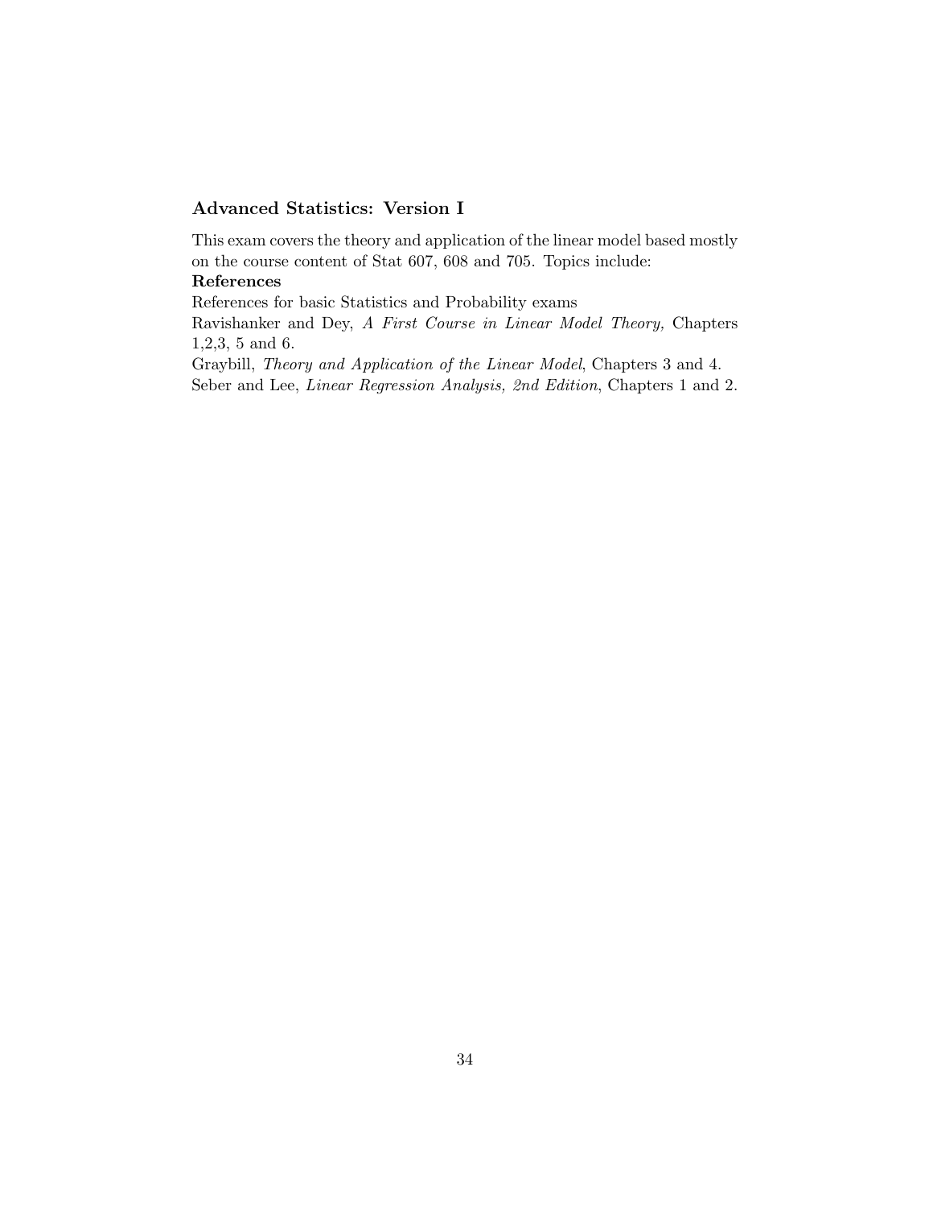### Advanced Statistics: Version I

This exam covers the theory and application of the linear model based mostly on the course content of Stat 607, 608 and 705. Topics include:

**References**

References for basic Statistics and Probability exams

Ravishanker and Dey, *A First Course in Linear Model Theory,* Chapters 1,2,3, 5 and 6.

Graybill, *Theory and Application of the Linear Model*, Chapters 3 and 4.

Seber and Lee, *Linear Regression Analysis, 2nd Edition*, Chapters 1 and 2.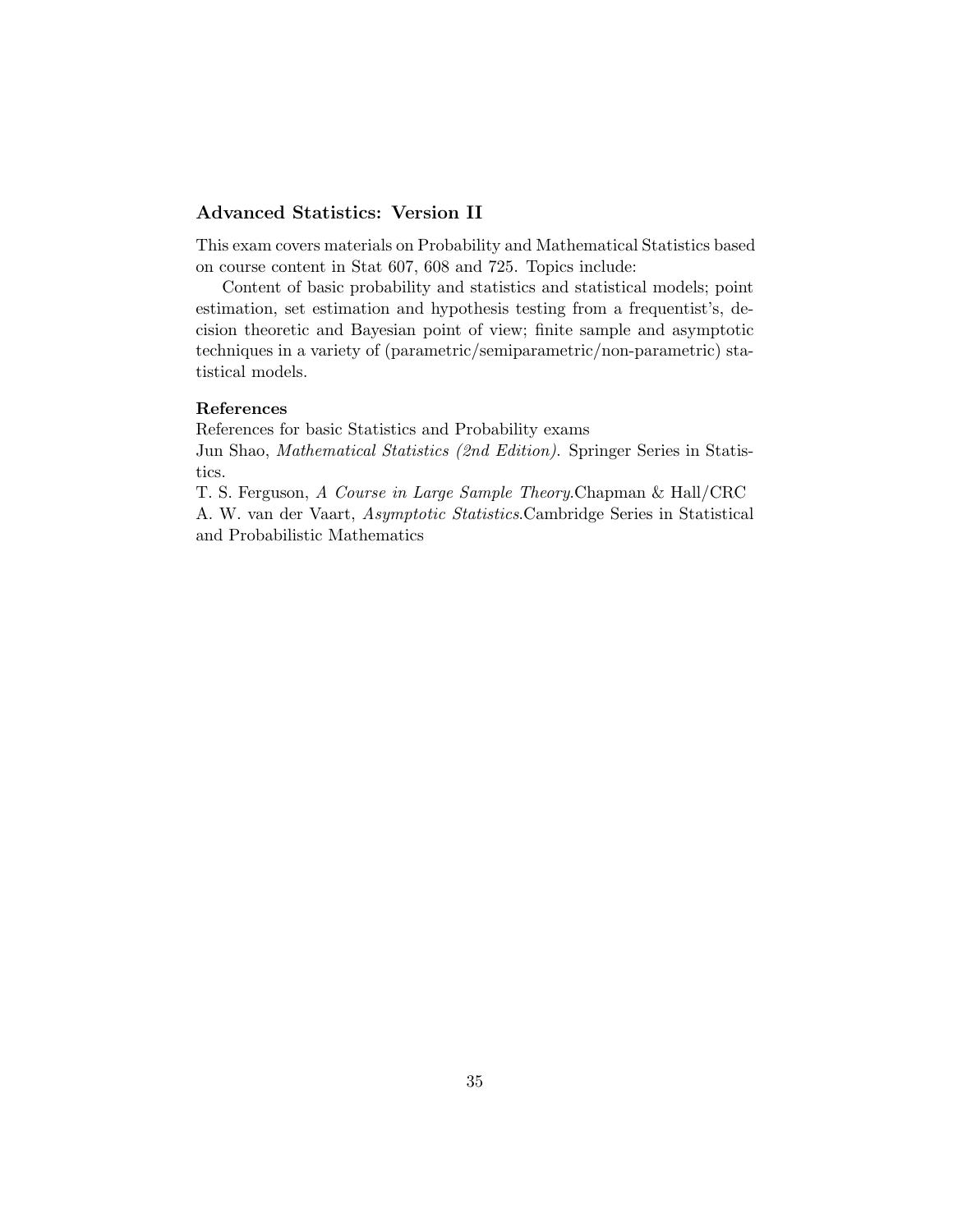### Advanced Statistics: Version II

This exam covers materials on Probability and Mathematical Statistics based on course content in Stat 607, 608 and 725. Topics include:

Content of basic probability and statistics and statistical models; point estimation, set estimation and hypothesis testing from a frequentist's, decision theoretic and Bayesian point of view; finite sample and asymptotic techniques in a variety of (parametric/semiparametric/non-parametric) statistical models.

**References**

References for basic Statistics and Probability exams

Jun Shao, *Mathematical Statistics (2nd Edition)*. Springer Series in Statistics.

T. S. Ferguson, *A Course in Large Sample Theory*.Chapman & Hall/CRC

A. W. van der Vaart, *Asymptotic Statistics*.Cambridge Series in Statistical and Probabilistic Mathematics